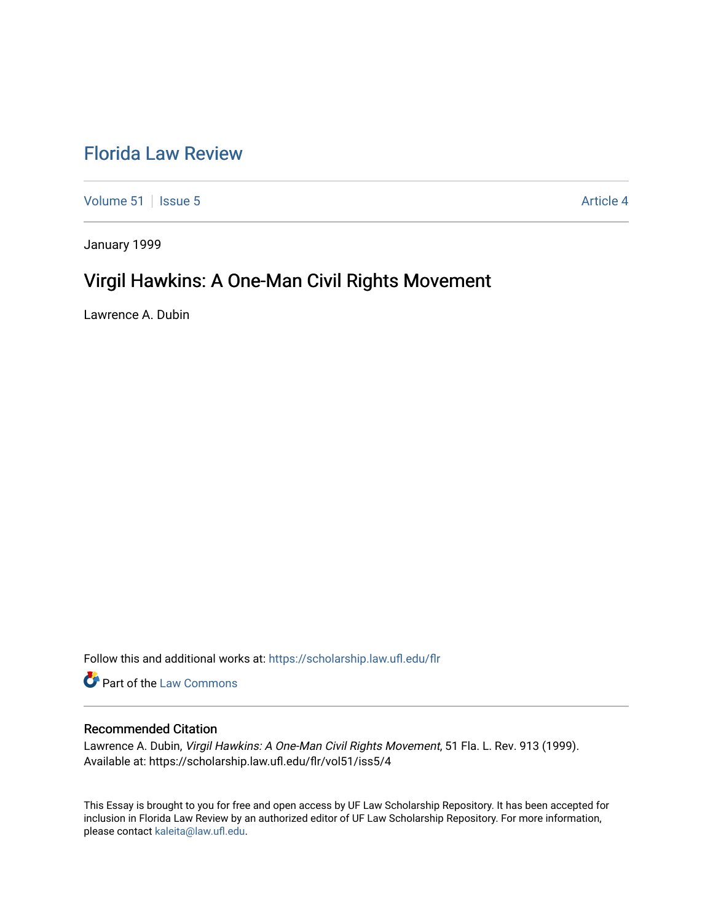# Florida Law Review

Volume 51 | Issue 5 | Article 4

January 1999

## Virgil Hawkins: A One-Man Civil Rights Movement

Lawrence A. Dubin

Follow this and additional works at: https://scholarship.law.ufl.edu/flr

Part of the Law Commons

### Recommended Citation

Lawrence A. Dubin, *Virgil Hawkins: A One-Man Civil Rights Movement*, 51 Fla. L. Rev. 913 (1999).
Available at: https://scholarship.law.ufl.edu/flr/vol51/iss5/4

This Essay is brought to you for free and open access by UF Law Scholarship Repository. It has been accepted for inclusion in Florida Law Review by an authorized editor of UF Law Scholarship Repository. For more information, please contact kaleita@law.ufl.edu.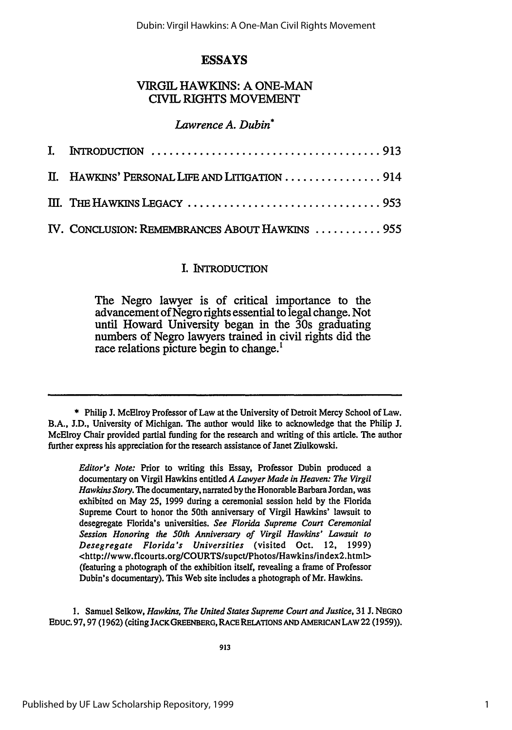# ESSAYS

## VIRGIL HAWKINS: A ONE-MAN CIVIL RIGHTS MOVEMENT

*Lawrence A. Dubin**

| | | |
|---|---|---|
| I. | INTRODUCTION | 913 |
| II. | HAWKINS' PERSONAL LIFE AND LITIGATION | 914 |
| III. | THE HAWKINS LEGACY | 953 |
| IV. | CONCLUSION: REMEMBRANCES ABOUT HAWKINS | 955 |

### I. INTRODUCTION

> The Negro lawyer is of critical importance to the advancement of Negro rights essential to legal change. Not until Howard University began in the 30s graduating numbers of Negro lawyers trained in civil rights did the race relations picture begin to change.[1]

---

\* Philip J. McElroy Professor of Law at the University of Detroit Mercy School of Law. B.A., J.D., University of Michigan. The author would like to acknowledge that the Philip J. McElroy Chair provided partial funding for the research and writing of this article. The author further express his appreciation for the research assistance of Janet Ziulkowski.

> *Editor's Note:* Prior to writing this Essay, Professor Dubin produced a documentary on Virgil Hawkins entitled *A Lawyer Made in Heaven: The Virgil Hawkins Story*. The documentary, narrated by the Honorable Barbara Jordan, was exhibited on May 25, 1999 during a ceremonial session held by the Florida Supreme Court to honor the 50th anniversary of Virgil Hawkins' lawsuit to desegregate Florida's universities. *See Florida Supreme Court Ceremonial Session Honoring the 50th Anniversary of Virgil Hawkins' Lawsuit to Desegregate Florida's Universities* (visited Oct. 12, 1999) <http://www.flcourts.org/COURTS/supct/Photos/Hawkins/index2.html> (featuring a photograph of the exhibition itself, revealing a frame of Professor Dubin's documentary). This Web site includes a photograph of Mr. Hawkins.

1. Samuel Selkow, *Hawkins, The United States Supreme Court and Justice*, 31 J. NEGRO EDUC. 97, 97 (1962) (citing JACK GREENBERG, RACE RELATIONS AND AMERICAN LAW 22 (1959)).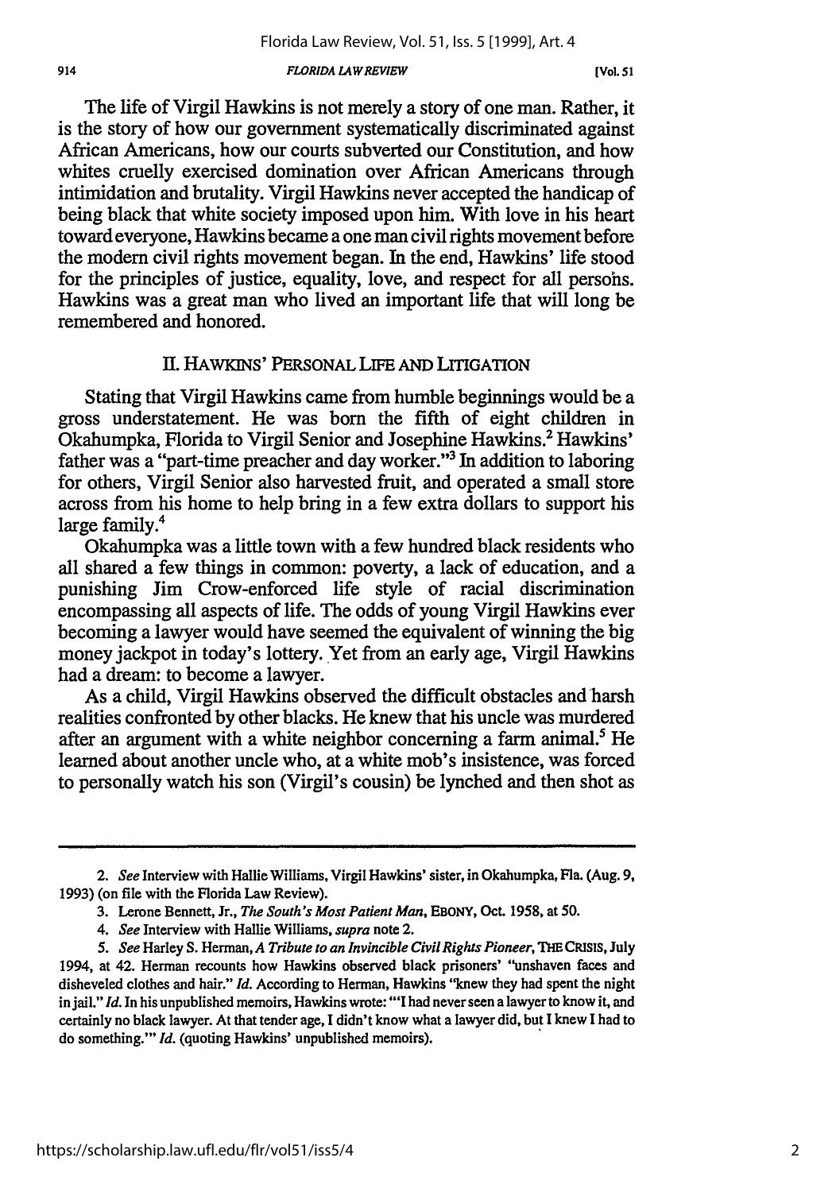The life of Virgil Hawkins is not merely a story of one man. Rather, it is the story of how our government systematically discriminated against African Americans, how our courts subverted our Constitution, and how whites cruelly exercised domination over African Americans through intimidation and brutality. Virgil Hawkins never accepted the handicap of being black that white society imposed upon him. With love in his heart toward everyone, Hawkins became a one man civil rights movement before the modern civil rights movement began. In the end, Hawkins' life stood for the principles of justice, equality, love, and respect for all persons. Hawkins was a great man who lived an important life that will long be remembered and honored.

## II. HAWKINS' PERSONAL LIFE AND LITIGATION

Stating that Virgil Hawkins came from humble beginnings would be a gross understatement. He was born the fifth of eight children in Okahumpka, Florida to Virgil Senior and Josephine Hawkins.[2] Hawkins' father was a "part-time preacher and day worker."[3] In addition to laboring for others, Virgil Senior also harvested fruit, and operated a small store across from his home to help bring in a few extra dollars to support his large family.[4]

Okahumpka was a little town with a few hundred black residents who all shared a few things in common: poverty, a lack of education, and a punishing Jim Crow-enforced life style of racial discrimination encompassing all aspects of life. The odds of young Virgil Hawkins ever becoming a lawyer would have seemed the equivalent of winning the big money jackpot in today's lottery. Yet from an early age, Virgil Hawkins had a dream: to become a lawyer.

As a child, Virgil Hawkins observed the difficult obstacles and harsh realities confronted by other blacks. He knew that his uncle was murdered after an argument with a white neighbor concerning a farm animal.[5] He learned about another uncle who, at a white mob's insistence, was forced to personally watch his son (Virgil's cousin) be lynched and then shot as

---

2. *See* Interview with Hallie Williams, Virgil Hawkins' sister, in Okahumpka, Fla. (Aug. 9, 1993) (on file with the Florida Law Review).

3. Lerone Bennett, Jr., *The South's Most Patient Man*, EBONY, Oct. 1958, at 50.

4. *See* Interview with Hallie Williams, *supra* note 2.

5. *See* Harley S. Herman, *A Tribute to an Invincible Civil Rights Pioneer*, THE CRISIS, July 1994, at 42. Herman recounts how Hawkins observed black prisoners' "unshaven faces and disheveled clothes and hair." *Id.* According to Herman, Hawkins "knew they had spent the night in jail." *Id.* In his unpublished memoirs, Hawkins wrote: "'I had never seen a lawyer to know it, and certainly no black lawyer. At that tender age, I didn't know what a lawyer did, but I knew I had to do something.'" *Id.* (quoting Hawkins' unpublished memoirs).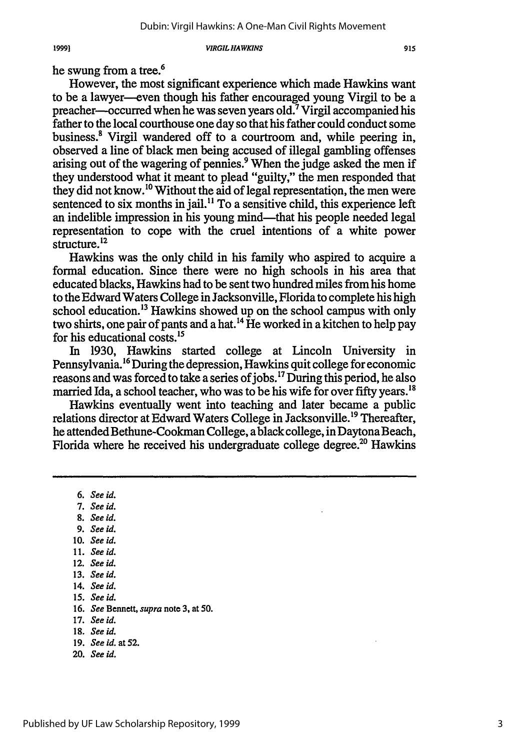he swung from a tree.[6]

However, the most significant experience which made Hawkins want to be a lawyer—even though his father encouraged young Virgil to be a preacher—occurred when he was seven years old.[7] Virgil accompanied his father to the local courthouse one day so that his father could conduct some business.[8] Virgil wandered off to a courtroom and, while peering in, observed a line of black men being accused of illegal gambling offenses arising out of the wagering of pennies.[9] When the judge asked the men if they understood what it meant to plead "guilty," the men responded that they did not know.[10] Without the aid of legal representation, the men were sentenced to six months in jail.[11] To a sensitive child, this experience left an indelible impression in his young mind—that his people needed legal representation to cope with the cruel intentions of a white power structure.[12]

Hawkins was the only child in his family who aspired to acquire a formal education. Since there were no high schools in his area that educated blacks, Hawkins had to be sent two hundred miles from his home to the Edward Waters College in Jacksonville, Florida to complete his high school education.[13] Hawkins showed up on the school campus with only two shirts, one pair of pants and a hat.[14] He worked in a kitchen to help pay for his educational costs.[15]

In 1930, Hawkins started college at Lincoln University in Pennsylvania.[16] During the depression, Hawkins quit college for economic reasons and was forced to take a series of jobs.[17] During this period, he also married Ida, a school teacher, who was to be his wife for over fifty years.[18]

Hawkins eventually went into teaching and later became a public relations director at Edward Waters College in Jacksonville.[19] Thereafter, he attended Bethune-Cookman College, a black college, in Daytona Beach, Florida where he received his undergraduate college degree.[20] Hawkins

---

6. *See id.*
7. *See id.*
8. *See id.*
9. *See id.*
10. *See id.*
11. *See id.*
12. *See id.*
13. *See id.*
14. *See id.*
15. *See id.*
16. *See* Bennett, *supra* note 3, at 50.
17. *See id.*
18. *See id.*
19. *See id.* at 52.
20. *See id.*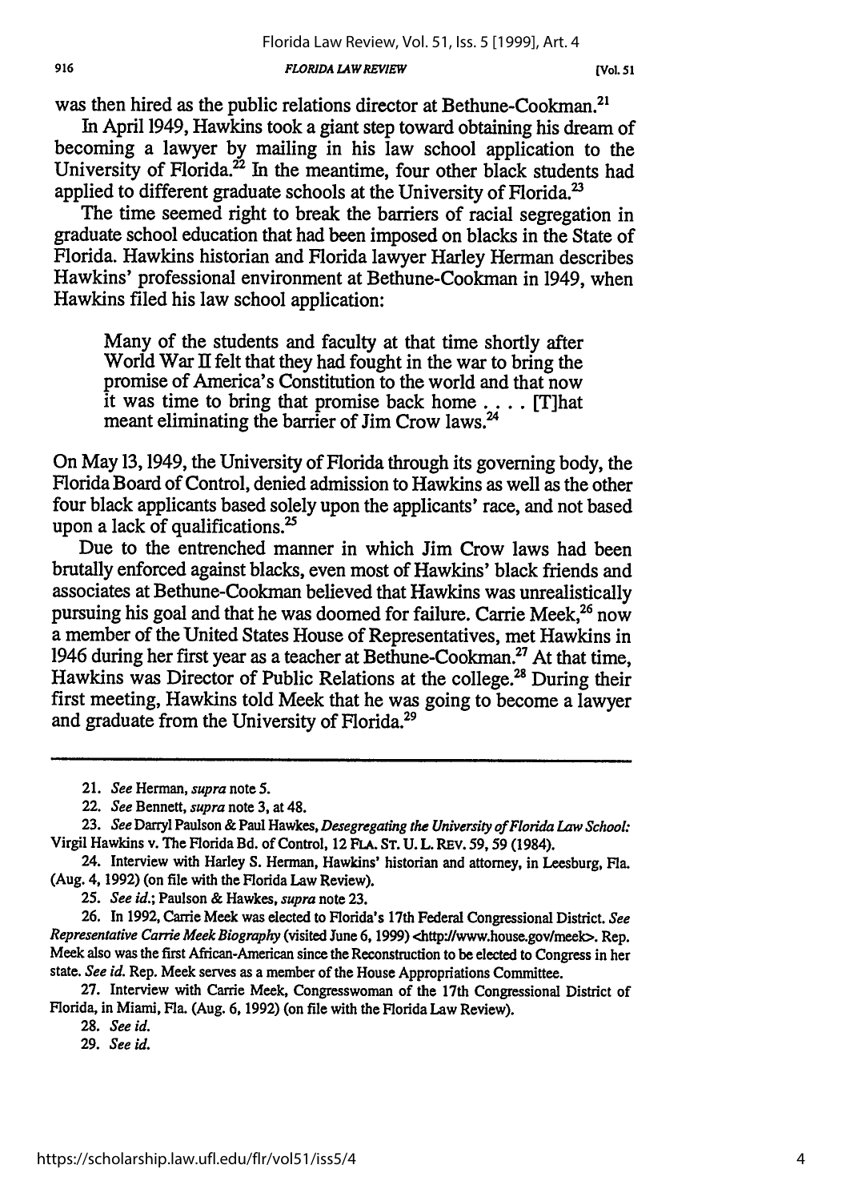was then hired as the public relations director at Bethune-Cookman.[21]

In April 1949, Hawkins took a giant step toward obtaining his dream of becoming a lawyer by mailing in his law school application to the University of Florida.[22] In the meantime, four other black students had applied to different graduate schools at the University of Florida.[23]

The time seemed right to break the barriers of racial segregation in graduate school education that had been imposed on blacks in the State of Florida. Hawkins historian and Florida lawyer Harley Herman describes Hawkins' professional environment at Bethune-Cookman in 1949, when Hawkins filed his law school application:

> Many of the students and faculty at that time shortly after World War II felt that they had fought in the war to bring the promise of America's Constitution to the world and that now it was time to bring that promise back home . . . . [T]hat meant eliminating the barrier of Jim Crow laws.[24]

On May 13, 1949, the University of Florida through its governing body, the Florida Board of Control, denied admission to Hawkins as well as the other four black applicants based solely upon the applicants' race, and not based upon a lack of qualifications.[25]

Due to the entrenched manner in which Jim Crow laws had been brutally enforced against blacks, even most of Hawkins' black friends and associates at Bethune-Cookman believed that Hawkins was unrealistically pursuing his goal and that he was doomed for failure. Carrie Meek,[26] now a member of the United States House of Representatives, met Hawkins in 1946 during her first year as a teacher at Bethune-Cookman.[27] At that time, Hawkins was Director of Public Relations at the college.[28] During their first meeting, Hawkins told Meek that he was going to become a lawyer and graduate from the University of Florida.[29]

---

21. *See* Herman, *supra* note 5.

22. *See* Bennett, *supra* note 3, at 48.

23. *See* Darryl Paulson & Paul Hawkes, *Desegregating the University of Florida Law School: Virgil Hawkins v. The Florida Bd. of Control*, 12 FLA. ST. U. L. REV. 59, 59 (1984).

24. Interview with Harley S. Herman, Hawkins' historian and attorney, in Leesburg, Fla. (Aug. 4, 1992) (on file with the Florida Law Review).

25. *See id.*; Paulson & Hawkes, *supra* note 23.

26. In 1992, Carrie Meek was elected to Florida's 17th Federal Congressional District. *See Representative Carrie Meek Biography* (visited June 6, 1999) <http://www.house.gov/meek>. Rep. Meek also was the first African-American since the Reconstruction to be elected to Congress in her state. *See id.* Rep. Meek serves as a member of the House Appropriations Committee.

27. Interview with Carrie Meek, Congresswoman of the 17th Congressional District of Florida, in Miami, Fla. (Aug. 6, 1992) (on file with the Florida Law Review).

28. *See id.*

29. *See id.*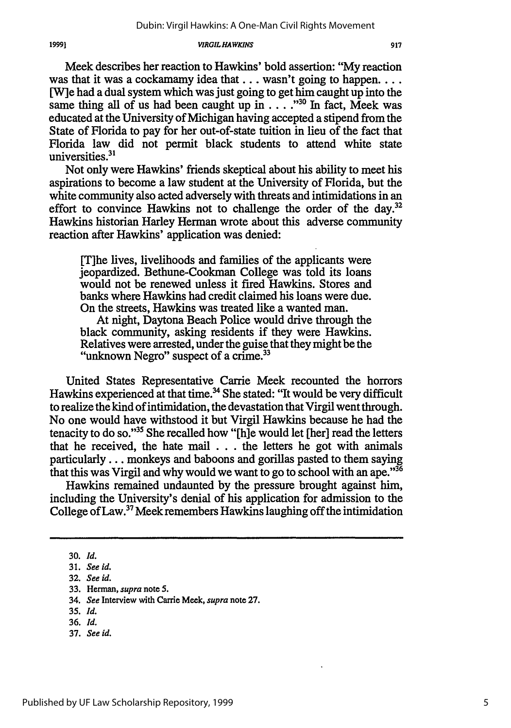Meek describes her reaction to Hawkins' bold assertion: "My reaction was that it was a cockamamy idea that . . . wasn't going to happen. . . . [W]e had a dual system which was just going to get him caught up into the same thing all of us had been caught up in . . . ."[30] In fact, Meek was educated at the University of Michigan having accepted a stipend from the State of Florida to pay for her out-of-state tuition in lieu of the fact that Florida law did not permit black students to attend white state universities.[31]

Not only were Hawkins' friends skeptical about his ability to meet his aspirations to become a law student at the University of Florida, but the white community also acted adversely with threats and intimidations in an effort to convince Hawkins not to challenge the order of the day.[32] Hawkins historian Harley Herman wrote about this adverse community reaction after Hawkins' application was denied:

> [T]he lives, livelihoods and families of the applicants were jeopardized. Bethune-Cookman College was told its loans would not be renewed unless it fired Hawkins. Stores and banks where Hawkins had credit claimed his loans were due. On the streets, Hawkins was treated like a wanted man.
>
> At night, Daytona Beach Police would drive through the black community, asking residents if they were Hawkins. Relatives were arrested, under the guise that they might be the "unknown Negro" suspect of a crime.[33]

United States Representative Carrie Meek recounted the horrors Hawkins experienced at that time.[34] She stated: "It would be very difficult to realize the kind of intimidation, the devastation that Virgil went through. No one would have withstood it but Virgil Hawkins because he had the tenacity to do so."[35] She recalled how "[h]e would let [her] read the letters that he received, the hate mail . . . the letters he got with animals particularly . . . monkeys and baboons and gorillas pasted to them saying that this was Virgil and why would we want to go to school with an ape."[36]

Hawkins remained undaunted by the pressure brought against him, including the University's denial of his application for admission to the College of Law.[37] Meek remembers Hawkins laughing off the intimidation

30. *Id.*
31. *See id.*
32. *See id.*
33. Herman, *supra* note 5.
34. *See* Interview with Carrie Meek, *supra* note 27.
35. *Id.*
36. *Id.*
37. *See id.*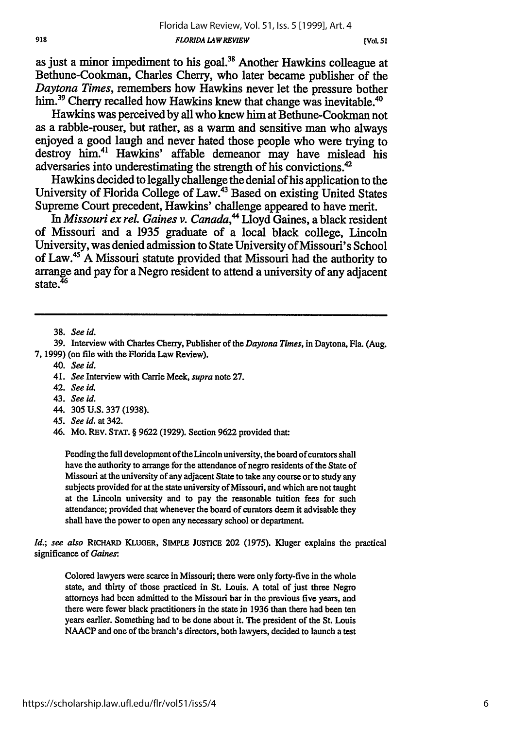as just a minor impediment to his goal.[38] Another Hawkins colleague at Bethune-Cookman, Charles Cherry, who later became publisher of the *Daytona Times*, remembers how Hawkins never let the pressure bother him.[39] Cherry recalled how Hawkins knew that change was inevitable.[40]

Hawkins was perceived by all who knew him at Bethune-Cookman not as a rabble-rouser, but rather, as a warm and sensitive man who always enjoyed a good laugh and never hated those people who were trying to destroy him.[41] Hawkins' affable demeanor may have mislead his adversaries into underestimating the strength of his convictions.[42]

Hawkins decided to legally challenge the denial of his application to the University of Florida College of Law.[43] Based on existing United States Supreme Court precedent, Hawkins' challenge appeared to have merit.

In *Missouri ex rel. Gaines v. Canada*,[44] Lloyd Gaines, a black resident of Missouri and a 1935 graduate of a local black college, Lincoln University, was denied admission to State University of Missouri's School of Law.[45] A Missouri statute provided that Missouri had the authority to arrange and pay for a Negro resident to attend a university of any adjacent state.[46]

---

38. *See id.*

39. Interview with Charles Cherry, Publisher of the *Daytona Times*, in Daytona, Fla. (Aug. 7, 1999) (on file with the Florida Law Review).

40. *See id.*

41. *See* Interview with Carrie Meek, *supra* note 27.

42. *See id.*

43. *See id.*

44. 305 U.S. 337 (1938).

45. *See id.* at 342.

46. MO. REV. STAT. § 9622 (1929). Section 9622 provided that:

> Pending the full development of the Lincoln university, the board of curators shall have the authority to arrange for the attendance of negro residents of the State of Missouri at the university of any adjacent State to take any course or to study any subjects provided for at the state university of Missouri, and which are not taught at the Lincoln university and to pay the reasonable tuition fees for such attendance; provided that whenever the board of curators deem it advisable they shall have the power to open any necessary school or department.

*Id.*; *see also* RICHARD KLUGER, SIMPLE JUSTICE 202 (1975). Kluger explains the practical significance of *Gaines*:

> Colored lawyers were scarce in Missouri; there were only forty-five in the whole state, and thirty of those practiced in St. Louis. A total of just three Negro attorneys had been admitted to the Missouri bar in the previous five years, and there were fewer black practitioners in the state in 1936 than there had been ten years earlier. Something had to be done about it. The president of the St. Louis NAACP and one of the branch's directors, both lawyers, decided to launch a test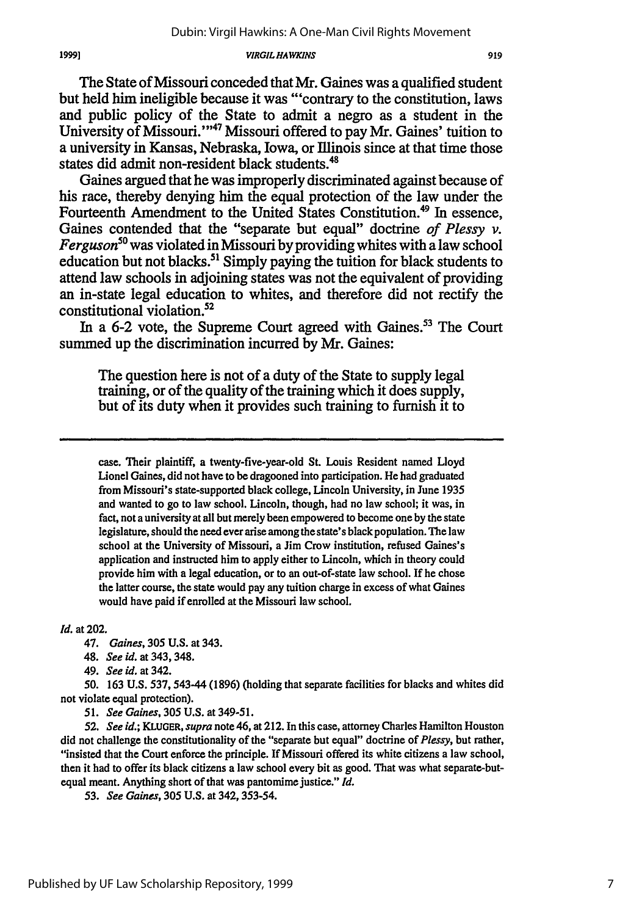The State of Missouri conceded that Mr. Gaines was a qualified student but held him ineligible because it was "'contrary to the constitution, laws and public policy of the State to admit a negro as a student in the University of Missouri.'"[47] Missouri offered to pay Mr. Gaines' tuition to a university in Kansas, Nebraska, Iowa, or Illinois since at that time those states did admit non-resident black students.[48]

Gaines argued that he was improperly discriminated against because of his race, thereby denying him the equal protection of the law under the Fourteenth Amendment to the United States Constitution.[49] In essence, Gaines contended that the "separate but equal" doctrine *of Plessy v. Ferguson*[50] was violated in Missouri by providing whites with a law school education but not blacks.[51] Simply paying the tuition for black students to attend law schools in adjoining states was not the equivalent of providing an in-state legal education to whites, and therefore did not rectify the constitutional violation.[52]

In a 6-2 vote, the Supreme Court agreed with Gaines.[53] The Court summed up the discrimination incurred by Mr. Gaines:

> The question here is not of a duty of the State to supply legal training, or of the quality of the training which it does supply, but of its duty when it provides such training to furnish it to

---

case. Their plaintiff, a twenty-five-year-old St. Louis Resident named Lloyd Lionel Gaines, did not have to be dragooned into participation. He had graduated from Missouri's state-supported black college, Lincoln University, in June 1935 and wanted to go to law school. Lincoln, though, had no law school; it was, in fact, not a university at all but merely been empowered to become one by the state legislature, should the need ever arise among the state's black population. The law school at the University of Missouri, a Jim Crow institution, refused Gaines's application and instructed him to apply either to Lincoln, which in theory could provide him with a legal education, or to an out-of-state law school. If he chose the latter course, the state would pay any tuition charge in excess of what Gaines would have paid if enrolled at the Missouri law school.

*Id.* at 202.

47. *Gaines*, 305 U.S. at 343.

48. *See id.* at 343, 348.

49. *See id.* at 342.

50. 163 U.S. 537, 543-44 (1896) (holding that separate facilities for blacks and whites did not violate equal protection).

51. *See Gaines*, 305 U.S. at 349-51.

52. *See id.*; KLUGER, *supra* note 46, at 212. In this case, attorney Charles Hamilton Houston did not challenge the constitutionality of the "separate but equal" doctrine of *Plessy*, but rather, "insisted that the Court enforce the principle. If Missouri offered its white citizens a law school, then it had to offer its black citizens a law school every bit as good. That was what separate-but-equal meant. Anything short of that was pantomime justice." *Id.*

53. *See Gaines*, 305 U.S. at 342, 353-54.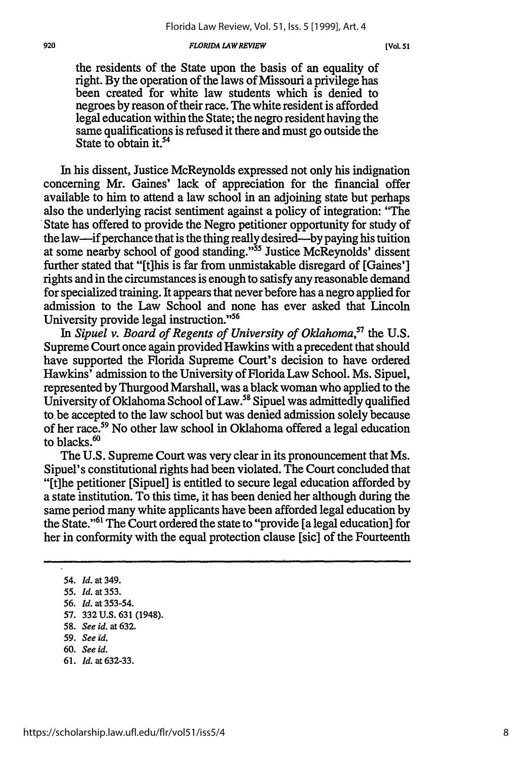> the residents of the State upon the basis of an equality of right. By the operation of the laws of Missouri a privilege has been created for white law students which is denied to negroes by reason of their race. The white resident is afforded legal education within the State; the negro resident having the same qualifications is refused it there and must go outside the State to obtain it.[54]

In his dissent, Justice McReynolds expressed not only his indignation concerning Mr. Gaines' lack of appreciation for the financial offer available to him to attend a law school in an adjoining state but perhaps also the underlying racist sentiment against a policy of integration: "The State has offered to provide the Negro petitioner opportunity for study of the law—if perchance that is the thing really desired—by paying his tuition at some nearby school of good standing."[55] Justice McReynolds' dissent further stated that "[t]his is far from unmistakable disregard of [Gaines'] rights and in the circumstances is enough to satisfy any reasonable demand for specialized training. It appears that never before has a negro applied for admission to the Law School and none has ever asked that Lincoln University provide legal instruction."[56]

In *Sipuel v. Board of Regents of University of Oklahoma*,[57] the U.S. Supreme Court once again provided Hawkins with a precedent that should have supported the Florida Supreme Court's decision to have ordered Hawkins' admission to the University of Florida Law School. Ms. Sipuel, represented by Thurgood Marshall, was a black woman who applied to the University of Oklahoma School of Law.[58] Sipuel was admittedly qualified to be accepted to the law school but was denied admission solely because of her race.[59] No other law school in Oklahoma offered a legal education to blacks.[60]

The U.S. Supreme Court was very clear in its pronouncement that Ms. Sipuel's constitutional rights had been violated. The Court concluded that "[t]he petitioner [Sipuel] is entitled to secure legal education afforded by a state institution. To this time, it has been denied her although during the same period many white applicants have been afforded legal education by the State."[61] The Court ordered the state to "provide [a legal education] for her in conformity with the equal protection clause [sic] of the Fourteenth

54. *Id.* at 349.
55. *Id.* at 353.
56. *Id.* at 353-54.
57. 332 U.S. 631 (1948).
58. *See id.* at 632.
59. *See id.*
60. *See id.*
61. *Id.* at 632-33.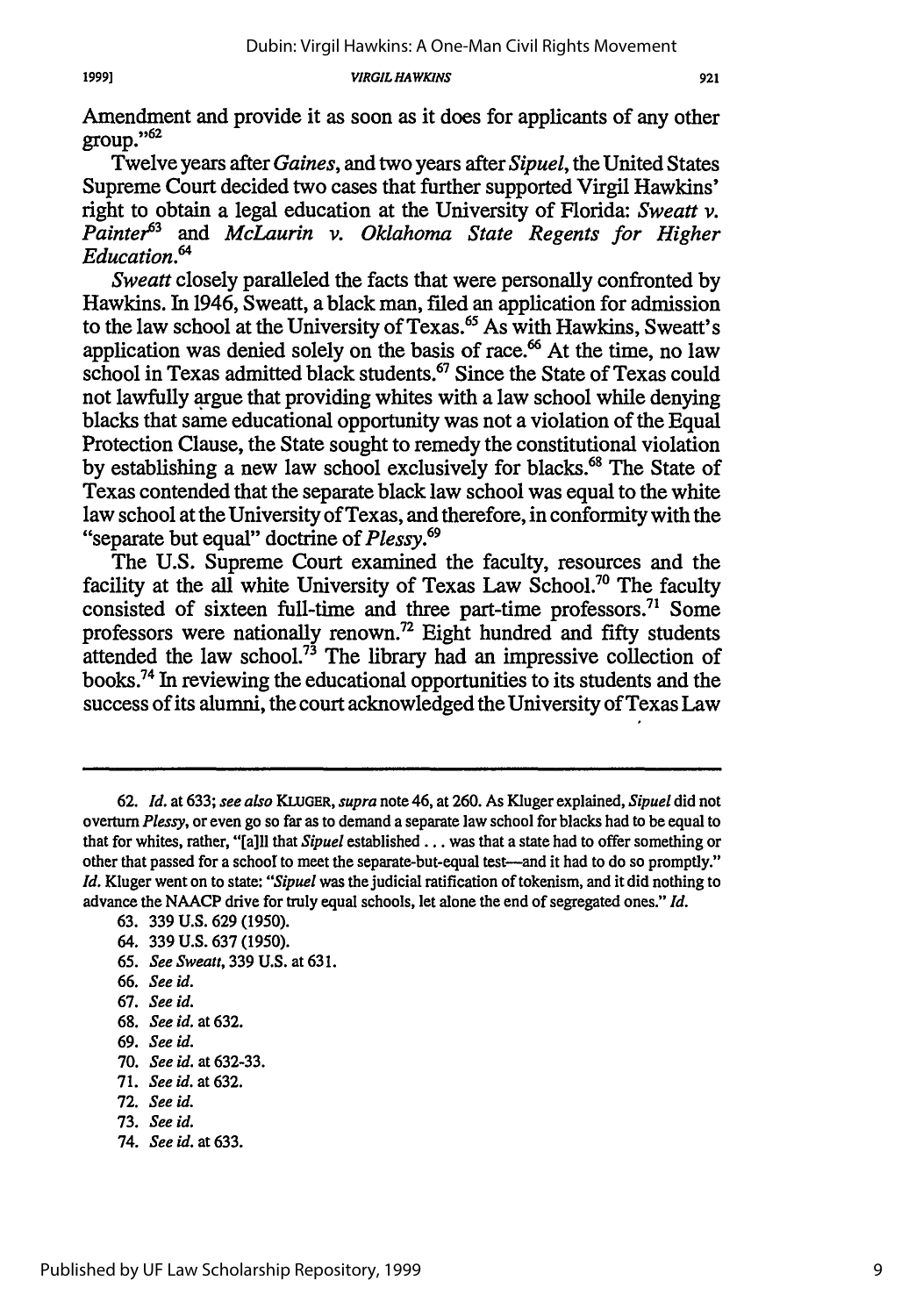Amendment and provide it as soon as it does for applicants of any other group."[62]

Twelve years after *Gaines*, and two years after *Sipuel*, the United States Supreme Court decided two cases that further supported Virgil Hawkins' right to obtain a legal education at the University of Florida: *Sweatt v. Painter*[63] and *McLaurin v. Oklahoma State Regents for Higher Education*.[64]

*Sweatt* closely paralleled the facts that were personally confronted by Hawkins. In 1946, Sweatt, a black man, filed an application for admission to the law school at the University of Texas.[65] As with Hawkins, Sweatt's application was denied solely on the basis of race.[66] At the time, no law school in Texas admitted black students.[67] Since the State of Texas could not lawfully argue that providing whites with a law school while denying blacks that same educational opportunity was not a violation of the Equal Protection Clause, the State sought to remedy the constitutional violation by establishing a new law school exclusively for blacks.[68] The State of Texas contended that the separate black law school was equal to the white law school at the University of Texas, and therefore, in conformity with the "separate but equal" doctrine of *Plessy*.[69]

The U.S. Supreme Court examined the faculty, resources and the facility at the all white University of Texas Law School.[70] The faculty consisted of sixteen full-time and three part-time professors.[71] Some professors were nationally renown.[72] Eight hundred and fifty students attended the law school.[73] The library had an impressive collection of books.[74] In reviewing the educational opportunities to its students and the success of its alumni, the court acknowledged the University of Texas Law

---

62. *Id.* at 633; *see also* KLUGER, *supra* note 46, at 260. As Kluger explained, *Sipuel* did not overturn *Plessy*, or even go so far as to demand a separate law school for blacks had to be equal to that for whites, rather, "[a]ll that *Sipuel* established . . . was that a state had to offer something or other that passed for a school to meet the separate-but-equal test—and it had to do so promptly." *Id.* Kluger went on to state: "*Sipuel* was the judicial ratification of tokenism, and it did nothing to advance the NAACP drive for truly equal schools, let alone the end of segregated ones." *Id.*

63. 339 U.S. 629 (1950).

64. 339 U.S. 637 (1950).

65. *See Sweatt*, 339 U.S. at 631.

66. *See id.*

67. *See id.*

68. *See id.* at 632.

69. *See id.*

70. *See id.* at 632-33.

71. *See id.* at 632.

72. *See id.*

73. *See id.*

74. *See id.* at 633.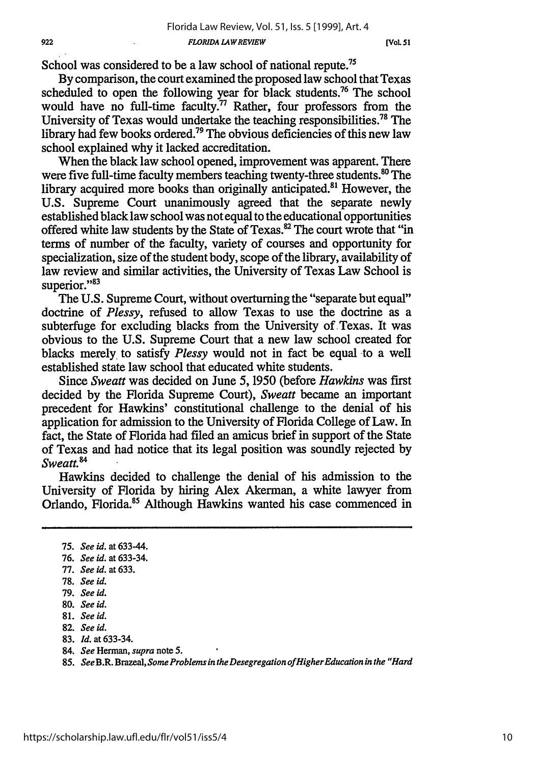School was considered to be a law school of national repute.[75]

By comparison, the court examined the proposed law school that Texas scheduled to open the following year for black students.[76] The school would have no full-time faculty.[77] Rather, four professors from the University of Texas would undertake the teaching responsibilities.[78] The library had few books ordered.[79] The obvious deficiencies of this new law school explained why it lacked accreditation.

When the black law school opened, improvement was apparent. There were five full-time faculty members teaching twenty-three students.[80] The library acquired more books than originally anticipated.[81] However, the U.S. Supreme Court unanimously agreed that the separate newly established black law school was not equal to the educational opportunities offered white law students by the State of Texas.[82] The court wrote that "in terms of number of the faculty, variety of courses and opportunity for specialization, size of the student body, scope of the library, availability of law review and similar activities, the University of Texas Law School is superior."[83]

The U.S. Supreme Court, without overturning the "separate but equal" doctrine of *Plessy*, refused to allow Texas to use the doctrine as a subterfuge for excluding blacks from the University of Texas. It was obvious to the U.S. Supreme Court that a new law school created for blacks merely to satisfy *Plessy* would not in fact be equal to a well established state law school that educated white students.

Since *Sweatt* was decided on June 5, 1950 (before *Hawkins* was first decided by the Florida Supreme Court), *Sweatt* became an important precedent for Hawkins' constitutional challenge to the denial of his application for admission to the University of Florida College of Law. In fact, the State of Florida had filed an amicus brief in support of the State of Texas and had notice that its legal position was soundly rejected by *Sweatt*.[84]

Hawkins decided to challenge the denial of his admission to the University of Florida by hiring Alex Akerman, a white lawyer from Orlando, Florida.[85] Although Hawkins wanted his case commenced in

---

75. *See id.* at 633-44.
76. *See id.* at 633-34.
77. *See id.* at 633.
78. *See id.*
79. *See id.*
80. *See id.*
81. *See id.*
82. *See id.*
83. *Id.* at 633-34.
84. *See* Herman, *supra* note 5.
85. *See* B.R. Brazeal, *Some Problems in the Desegregation of Higher Education in the "Hard*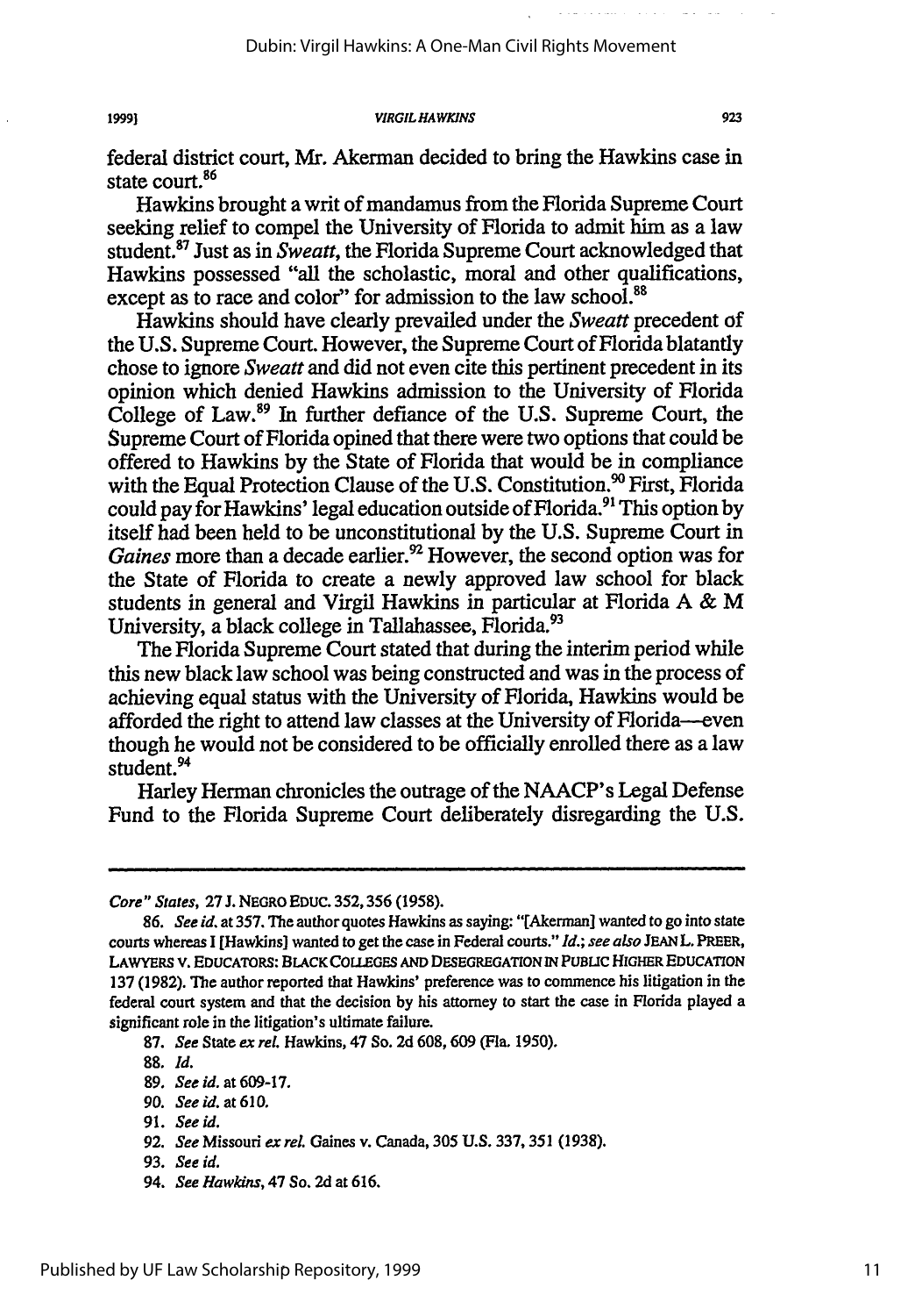federal district court, Mr. Akerman decided to bring the Hawkins case in state court.[86]

Hawkins brought a writ of mandamus from the Florida Supreme Court seeking relief to compel the University of Florida to admit him as a law student.[87] Just as in *Sweatt*, the Florida Supreme Court acknowledged that Hawkins possessed "all the scholastic, moral and other qualifications, except as to race and color" for admission to the law school.[88]

Hawkins should have clearly prevailed under the *Sweatt* precedent of the U.S. Supreme Court. However, the Supreme Court of Florida blatantly chose to ignore *Sweatt* and did not even cite this pertinent precedent in its opinion which denied Hawkins admission to the University of Florida College of Law.[89] In further defiance of the U.S. Supreme Court, the Supreme Court of Florida opined that there were two options that could be offered to Hawkins by the State of Florida that would be in compliance with the Equal Protection Clause of the U.S. Constitution.[90] First, Florida could pay for Hawkins' legal education outside of Florida.[91] This option by itself had been held to be unconstitutional by the U.S. Supreme Court in *Gaines* more than a decade earlier.[92] However, the second option was for the State of Florida to create a newly approved law school for black students in general and Virgil Hawkins in particular at Florida A & M University, a black college in Tallahassee, Florida.[93]

The Florida Supreme Court stated that during the interim period while this new black law school was being constructed and was in the process of achieving equal status with the University of Florida, Hawkins would be afforded the right to attend law classes at the University of Florida—even though he would not be considered to be officially enrolled there as a law student.[94]

Harley Herman chronicles the outrage of the NAACP's Legal Defense Fund to the Florida Supreme Court deliberately disregarding the U.S.

---

*Core" States*, 27 J. NEGRO EDUC. 352, 356 (1958).

86. *See id.* at 357. The author quotes Hawkins as saying: "[Akerman] wanted to go into state courts whereas I [Hawkins] wanted to get the case in Federal courts." *Id.*; *see also* JEAN L. PREER, LAWYERS V. EDUCATORS: BLACK COLLEGES AND DESEGREGATION IN PUBLIC HIGHER EDUCATION 137 (1982). The author reported that Hawkins' preference was to commence his litigation in the federal court system and that the decision by his attorney to start the case in Florida played a significant role in the litigation's ultimate failure.

87. *See* State *ex rel.* Hawkins, 47 So. 2d 608, 609 (Fla. 1950).

88. *Id.*

89. *See id.* at 609-17.

90. *See id.* at 610.

91. *See id.*

92. *See* Missouri *ex rel.* Gaines v. Canada, 305 U.S. 337, 351 (1938).

93. *See id.*

94. *See Hawkins*, 47 So. 2d at 616.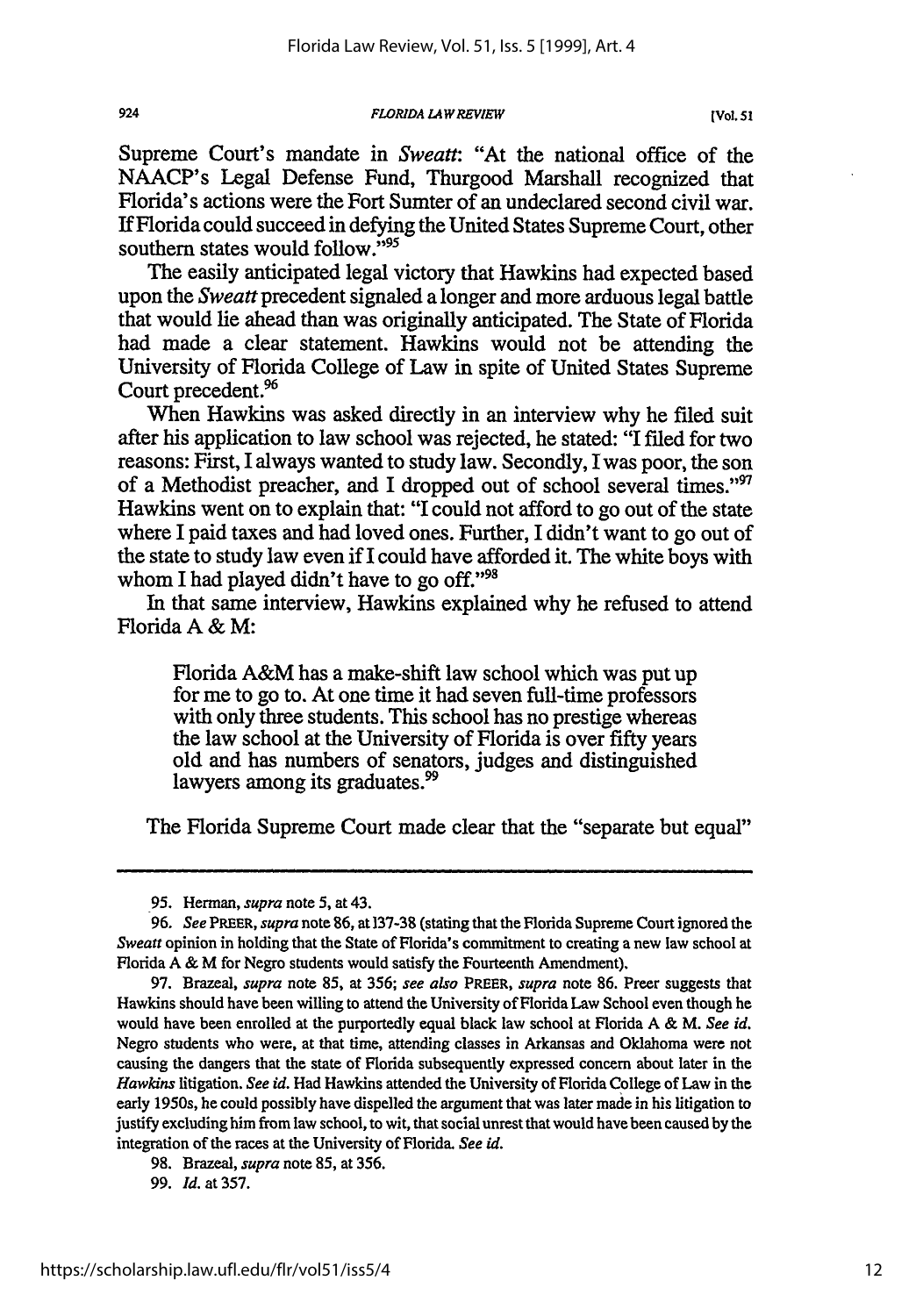Supreme Court's mandate in *Sweatt*: "At the national office of the NAACP's Legal Defense Fund, Thurgood Marshall recognized that Florida's actions were the Fort Sumter of an undeclared second civil war. If Florida could succeed in defying the United States Supreme Court, other southern states would follow."[95]

The easily anticipated legal victory that Hawkins had expected based upon the *Sweatt* precedent signaled a longer and more arduous legal battle that would lie ahead than was originally anticipated. The State of Florida had made a clear statement. Hawkins would not be attending the University of Florida College of Law in spite of United States Supreme Court precedent.[96]

When Hawkins was asked directly in an interview why he filed suit after his application to law school was rejected, he stated: "I filed for two reasons: First, I always wanted to study law. Secondly, I was poor, the son of a Methodist preacher, and I dropped out of school several times."[97] Hawkins went on to explain that: "I could not afford to go out of the state where I paid taxes and had loved ones. Further, I didn't want to go out of the state to study law even if I could have afforded it. The white boys with whom I had played didn't have to go off."[98]

In that same interview, Hawkins explained why he refused to attend Florida A & M:

> Florida A&M has a make-shift law school which was put up for me to go to. At one time it had seven full-time professors with only three students. This school has no prestige whereas the law school at the University of Florida is over fifty years old and has numbers of senators, judges and distinguished lawyers among its graduates.[99]

The Florida Supreme Court made clear that the "separate but equal"

---

95. Herman, *supra* note 5, at 43.

96. *See* PREER, *supra* note 86, at 137-38 (stating that the Florida Supreme Court ignored the *Sweatt* opinion in holding that the State of Florida's commitment to creating a new law school at Florida A & M for Negro students would satisfy the Fourteenth Amendment).

97. Brazeal, *supra* note 85, at 356; *see also* PREER, *supra* note 86. Preer suggests that Hawkins should have been willing to attend the University of Florida Law School even though he would have been enrolled at the purportedly equal black law school at Florida A & M. *See id.* Negro students who were, at that time, attending classes in Arkansas and Oklahoma were not causing the dangers that the state of Florida subsequently expressed concern about later in the *Hawkins* litigation. *See id.* Had Hawkins attended the University of Florida College of Law in the early 1950s, he could possibly have dispelled the argument that was later made in his litigation to justify excluding him from law school, to wit, that social unrest that would have been caused by the integration of the races at the University of Florida. *See id.*

98. Brazeal, *supra* note 85, at 356.

99. *Id.* at 357.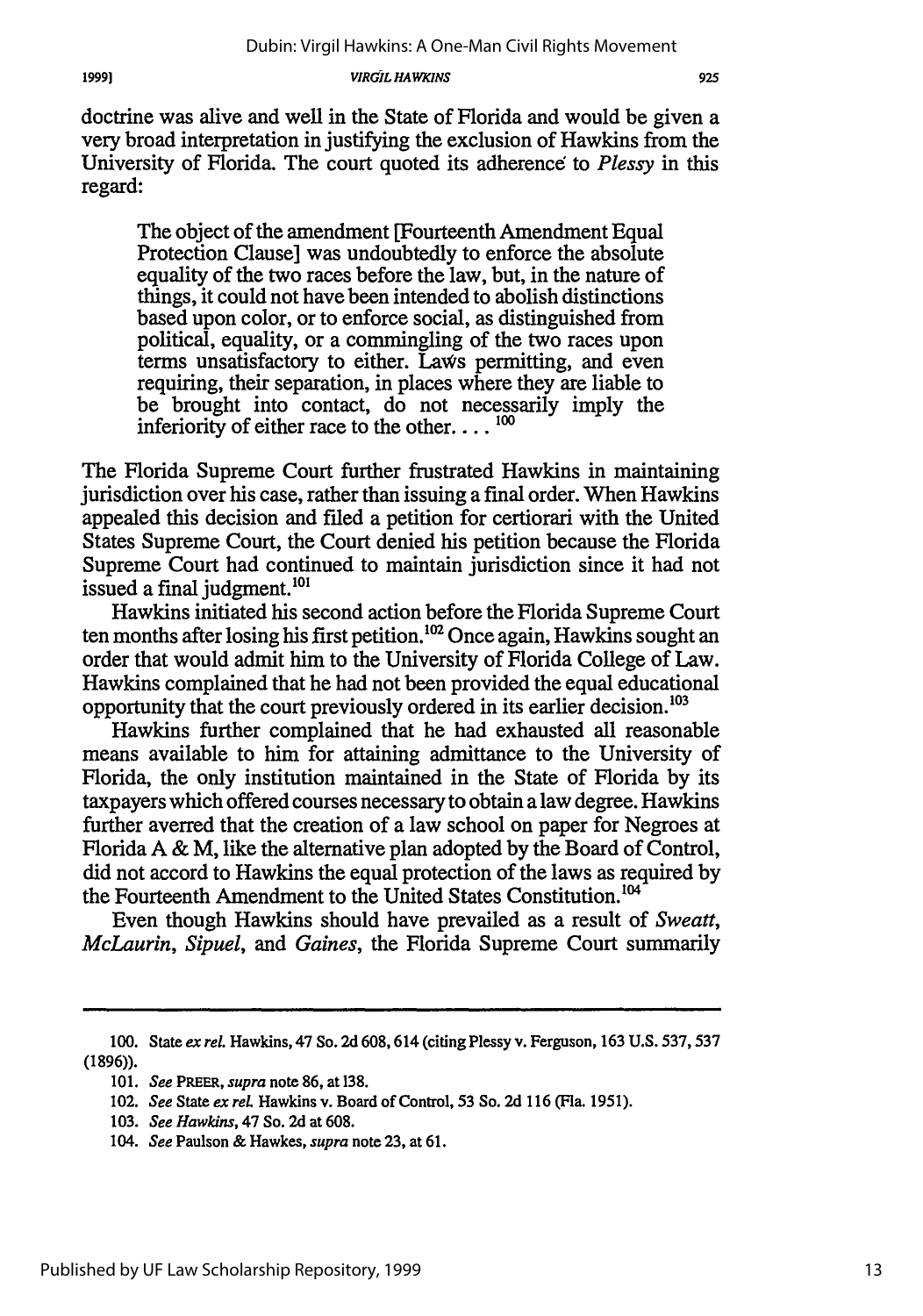doctrine was alive and well in the State of Florida and would be given a very broad interpretation in justifying the exclusion of Hawkins from the University of Florida. The court quoted its adherence to *Plessy* in this regard:

> The object of the amendment [Fourteenth Amendment Equal Protection Clause] was undoubtedly to enforce the absolute equality of the two races before the law, but, in the nature of things, it could not have been intended to abolish distinctions based upon color, or to enforce social, as distinguished from political, equality, or a commingling of the two races upon terms unsatisfactory to either. Laws permitting, and even requiring, their separation, in places where they are liable to be brought into contact, do not necessarily imply the inferiority of either race to the other. . . .[100]

The Florida Supreme Court further frustrated Hawkins in maintaining jurisdiction over his case, rather than issuing a final order. When Hawkins appealed this decision and filed a petition for certiorari with the United States Supreme Court, the Court denied his petition because the Florida Supreme Court had continued to maintain jurisdiction since it had not issued a final judgment.[101]

Hawkins initiated his second action before the Florida Supreme Court ten months after losing his first petition.[102] Once again, Hawkins sought an order that would admit him to the University of Florida College of Law. Hawkins complained that he had not been provided the equal educational opportunity that the court previously ordered in its earlier decision.[103]

Hawkins further complained that he had exhausted all reasonable means available to him for attaining admittance to the University of Florida, the only institution maintained in the State of Florida by its taxpayers which offered courses necessary to obtain a law degree. Hawkins further averred that the creation of a law school on paper for Negroes at Florida A & M, like the alternative plan adopted by the Board of Control, did not accord to Hawkins the equal protection of the laws as required by the Fourteenth Amendment to the United States Constitution.[104]

Even though Hawkins should have prevailed as a result of *Sweatt*, *McLaurin*, *Sipuel*, and *Gaines*, the Florida Supreme Court summarily

---

100. State *ex rel.* Hawkins, 47 So. 2d 608, 614 (citing Plessy v. Ferguson, 163 U.S. 537, 537 (1896)).

101. *See* PREER, *supra* note 86, at 138.

102. *See* State *ex rel.* Hawkins v. Board of Control, 53 So. 2d 116 (Fla. 1951).

103. *See Hawkins*, 47 So. 2d at 608.

104. *See* Paulson & Hawkes, *supra* note 23, at 61.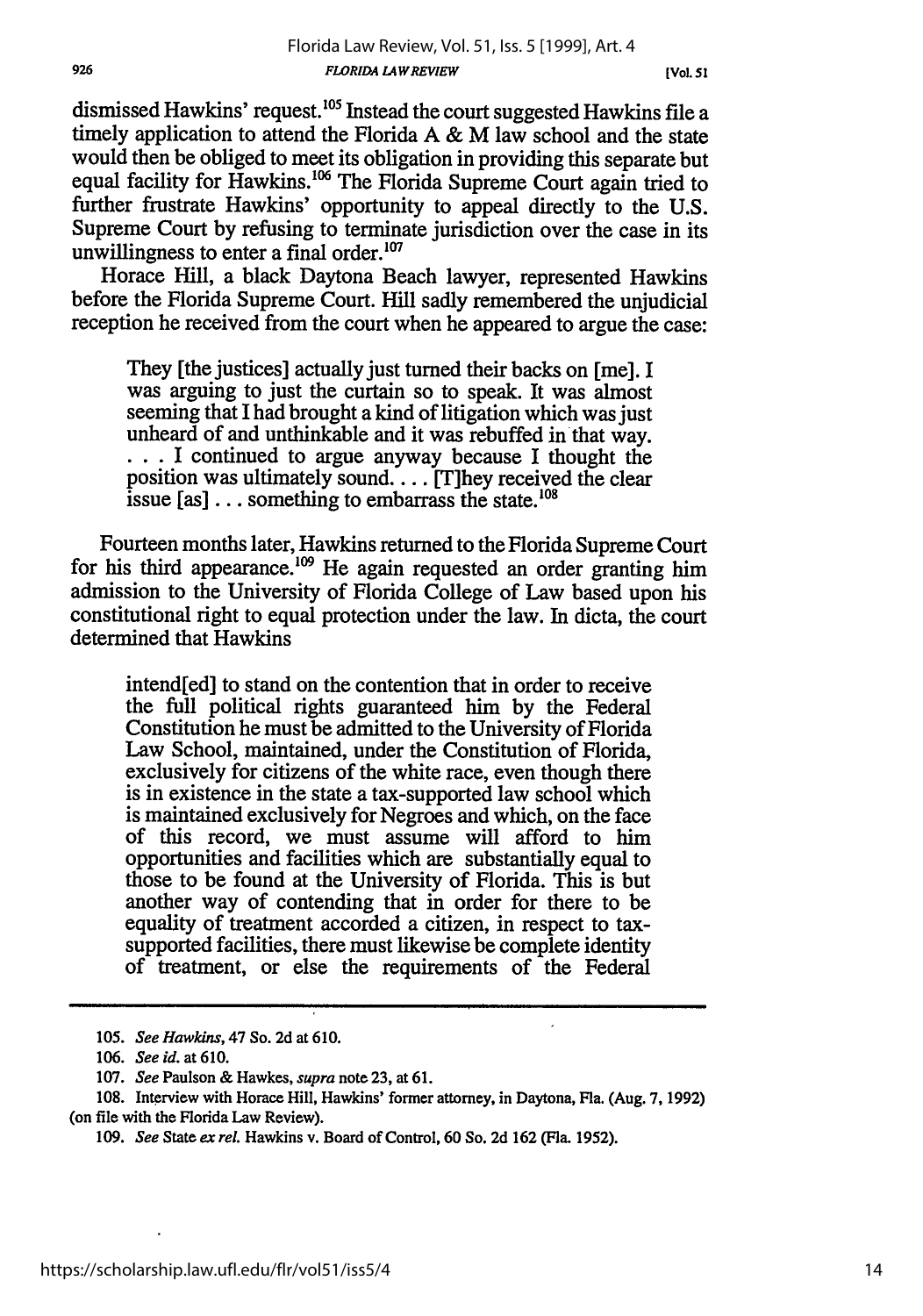dismissed Hawkins' request.[105] Instead the court suggested Hawkins file a timely application to attend the Florida A & M law school and the state would then be obliged to meet its obligation in providing this separate but equal facility for Hawkins.[106] The Florida Supreme Court again tried to further frustrate Hawkins' opportunity to appeal directly to the U.S. Supreme Court by refusing to terminate jurisdiction over the case in its unwillingness to enter a final order.[107]

Horace Hill, a black Daytona Beach lawyer, represented Hawkins before the Florida Supreme Court. Hill sadly remembered the unjudicial reception he received from the court when he appeared to argue the case:

> They [the justices] actually just turned their backs on [me]. I was arguing to just the curtain so to speak. It was almost seeming that I had brought a kind of litigation which was just unheard of and unthinkable and it was rebuffed in that way. . . . I continued to argue anyway because I thought the position was ultimately sound. . . . [T]hey received the clear issue [as] . . . something to embarrass the state.[108]

Fourteen months later, Hawkins returned to the Florida Supreme Court for his third appearance.[109] He again requested an order granting him admission to the University of Florida College of Law based upon his constitutional right to equal protection under the law. In dicta, the court determined that Hawkins

> intend[ed] to stand on the contention that in order to receive the full political rights guaranteed him by the Federal Constitution he must be admitted to the University of Florida Law School, maintained, under the Constitution of Florida, exclusively for citizens of the white race, even though there is in existence in the state a tax-supported law school which is maintained exclusively for Negroes and which, on the face of this record, we must assume will afford to him opportunities and facilities which are substantially equal to those to be found at the University of Florida. This is but another way of contending that in order for there to be equality of treatment accorded a citizen, in respect to tax-supported facilities, there must likewise be complete identity of treatment, or else the requirements of the Federal

---

105. *See Hawkins*, 47 So. 2d at 610.

106. *See id.* at 610.

107. *See* Paulson & Hawkes, *supra* note 23, at 61.

108. Interview with Horace Hill, Hawkins' former attorney, in Daytona, Fla. (Aug. 7, 1992) (on file with the Florida Law Review).

109. *See* State *ex rel.* Hawkins v. Board of Control, 60 So. 2d 162 (Fla. 1952).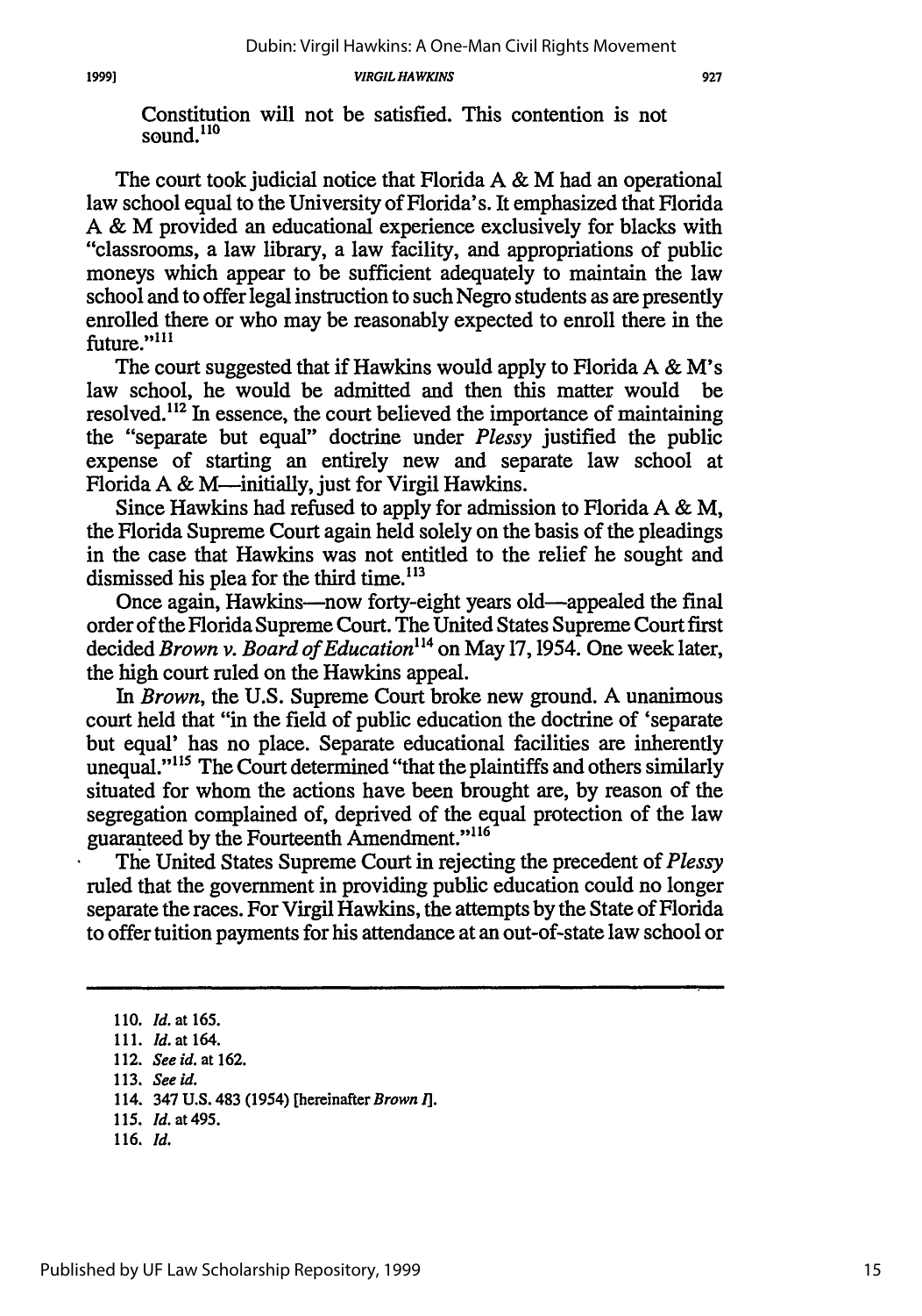Constitution will not be satisfied. This contention is not sound.[110]

The court took judicial notice that Florida A & M had an operational law school equal to the University of Florida's. It emphasized that Florida A & M provided an educational experience exclusively for blacks with "classrooms, a law library, a law facility, and appropriations of public moneys which appear to be sufficient adequately to maintain the law school and to offer legal instruction to such Negro students as are presently enrolled there or who may be reasonably expected to enroll there in the future."[111]

The court suggested that if Hawkins would apply to Florida A & M's law school, he would be admitted and then this matter would be resolved.[112] In essence, the court believed the importance of maintaining the "separate but equal" doctrine under *Plessy* justified the public expense of starting an entirely new and separate law school at Florida A & M—initially, just for Virgil Hawkins.

Since Hawkins had refused to apply for admission to Florida A & M, the Florida Supreme Court again held solely on the basis of the pleadings in the case that Hawkins was not entitled to the relief he sought and dismissed his plea for the third time.[113]

Once again, Hawkins—now forty-eight years old—appealed the final order of the Florida Supreme Court. The United States Supreme Court first decided *Brown v. Board of Education*[114] on May 17, 1954. One week later, the high court ruled on the Hawkins appeal.

In *Brown*, the U.S. Supreme Court broke new ground. A unanimous court held that "in the field of public education the doctrine of 'separate but equal' has no place. Separate educational facilities are inherently unequal."[115] The Court determined "that the plaintiffs and others similarly situated for whom the actions have been brought are, by reason of the segregation complained of, deprived of the equal protection of the law guaranteed by the Fourteenth Amendment."[116]

The United States Supreme Court in rejecting the precedent of *Plessy* ruled that the government in providing public education could no longer separate the races. For Virgil Hawkins, the attempts by the State of Florida to offer tuition payments for his attendance at an out-of-state law school or

---

110. *Id.* at 165.
111. *Id.* at 164.
112. *See id.* at 162.
113. *See id.*
114. 347 U.S. 483 (1954) [hereinafter *Brown I*].
115. *Id.* at 495.
116. *Id.*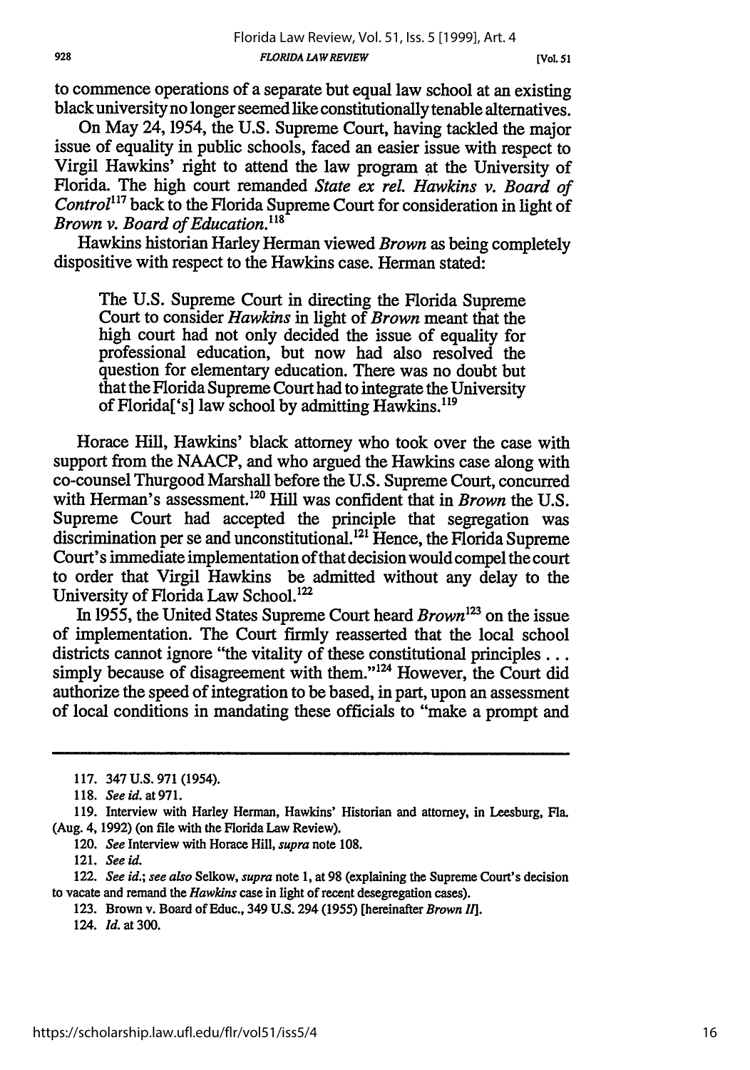to commence operations of a separate but equal law school at an existing black university no longer seemed like constitutionally tenable alternatives.

On May 24, 1954, the U.S. Supreme Court, having tackled the major issue of equality in public schools, faced an easier issue with respect to Virgil Hawkins' right to attend the law program at the University of Florida. The high court remanded *State ex rel. Hawkins v. Board of Control*[117] back to the Florida Supreme Court for consideration in light of *Brown v. Board of Education.*[118]

Hawkins historian Harley Herman viewed *Brown* as being completely dispositive with respect to the Hawkins case. Herman stated:

> The U.S. Supreme Court in directing the Florida Supreme Court to consider *Hawkins* in light of *Brown* meant that the high court had not only decided the issue of equality for professional education, but now had also resolved the question for elementary education. There was no doubt but that the Florida Supreme Court had to integrate the University of Florida['s] law school by admitting Hawkins.[119]

Horace Hill, Hawkins' black attorney who took over the case with support from the NAACP, and who argued the Hawkins case along with co-counsel Thurgood Marshall before the U.S. Supreme Court, concurred with Herman's assessment.[120] Hill was confident that in *Brown* the U.S. Supreme Court had accepted the principle that segregation was discrimination per se and unconstitutional.[121] Hence, the Florida Supreme Court's immediate implementation of that decision would compel the court to order that Virgil Hawkins be admitted without any delay to the University of Florida Law School.[122]

In 1955, the United States Supreme Court heard *Brown*[123] on the issue of implementation. The Court firmly reasserted that the local school districts cannot ignore "the vitality of these constitutional principles . . . simply because of disagreement with them."[124] However, the Court did authorize the speed of integration to be based, in part, upon an assessment of local conditions in mandating these officials to "make a prompt and

---

117. 347 U.S. 971 (1954).

118. *See id.* at 971.

119. Interview with Harley Herman, Hawkins' Historian and attorney, in Leesburg, Fla. (Aug. 4, 1992) (on file with the Florida Law Review).

120. *See* Interview with Horace Hill, *supra* note 108.

121. *See id.*

122. *See id.*; *see also* Selkow, *supra* note 1, at 98 (explaining the Supreme Court's decision to vacate and remand the *Hawkins* case in light of recent desegregation cases).

123. Brown v. Board of Educ., 349 U.S. 294 (1955) [hereinafter *Brown II*].

124. *Id.* at 300.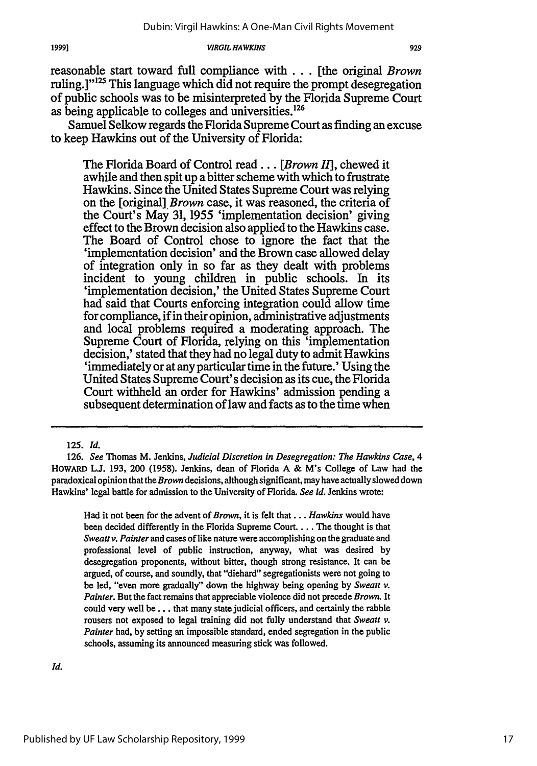reasonable start toward full compliance with . . . [the original *Brown* ruling.]"[125] This language which did not require the prompt desegregation of public schools was to be misinterpreted by the Florida Supreme Court as being applicable to colleges and universities.[126]

Samuel Selkow regards the Florida Supreme Court as finding an excuse to keep Hawkins out of the University of Florida:

> The Florida Board of Control read . . . [*Brown II*], chewed it awhile and then spit up a bitter scheme with which to frustrate Hawkins. Since the United States Supreme Court was relying on the [original] *Brown* case, it was reasoned, the criteria of the Court's May 31, 1955 'implementation decision' giving effect to the Brown decision also applied to the Hawkins case. The Board of Control chose to ignore the fact that the 'implementation decision' and the Brown case allowed delay of integration only in so far as they dealt with problems incident to young children in public schools. In its 'implementation decision,' the United States Supreme Court had said that Courts enforcing integration could allow time for compliance, if in their opinion, administrative adjustments and local problems required a moderating approach. The Supreme Court of Florida, relying on this 'implementation decision,' stated that they had no legal duty to admit Hawkins 'immediately or at any particular time in the future.' Using the United States Supreme Court's decision as its cue, the Florida Court withheld an order for Hawkins' admission pending a subsequent determination of law and facts as to the time when

---

125. *Id.*

126. *See* Thomas M. Jenkins, *Judicial Discretion in Desegregation: The Hawkins Case*, 4 HOWARD L.J. 193, 200 (1958). Jenkins, dean of Florida A & M's College of Law had the paradoxical opinion that the *Brown* decisions, although significant, may have actually slowed down Hawkins' legal battle for admission to the University of Florida. *See id.* Jenkins wrote:

> Had it not been for the advent of *Brown*, it is felt that . . . *Hawkins* would have been decided differently in the Florida Supreme Court. . . . The thought is that *Sweatt v. Painter* and cases of like nature were accomplishing on the graduate and professional level of public instruction, anyway, what was desired by desegregation proponents, without bitter, though strong resistance. It can be argued, of course, and soundly, that "diehard" segregationists were not going to be led, "even more gradually" down the highway being opening by *Sweatt v. Painter*. But the fact remains that appreciable violence did not precede *Brown*. It could very well be . . . that many state judicial officers, and certainly the rabble rousers not exposed to legal training did not fully understand that *Sweatt v. Painter* had, by setting an impossible standard, ended segregation in the public schools, assuming its announced measuring stick was followed.

*Id.*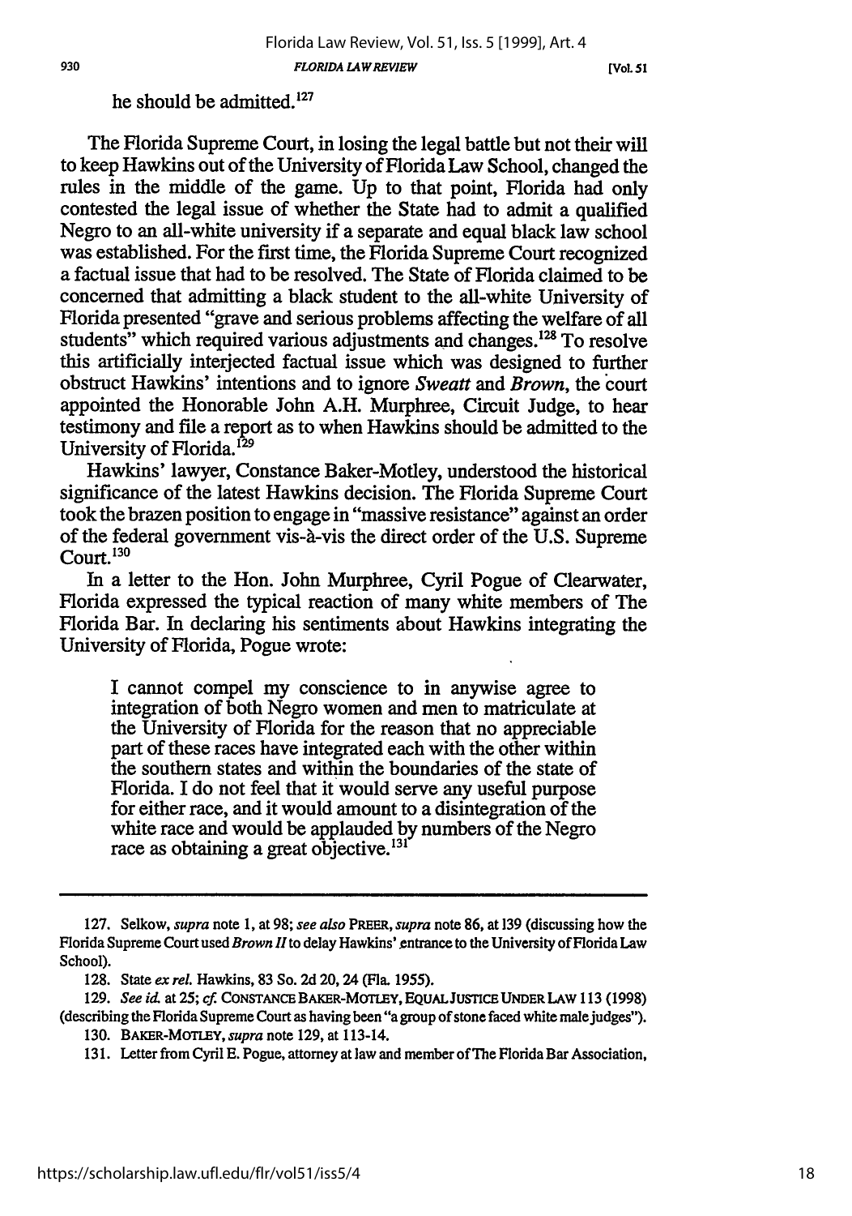he should be admitted.[127]

The Florida Supreme Court, in losing the legal battle but not their will to keep Hawkins out of the University of Florida Law School, changed the rules in the middle of the game. Up to that point, Florida had only contested the legal issue of whether the State had to admit a qualified Negro to an all-white university if a separate and equal black law school was established. For the first time, the Florida Supreme Court recognized a factual issue that had to be resolved. The State of Florida claimed to be concerned that admitting a black student to the all-white University of Florida presented "grave and serious problems affecting the welfare of all students" which required various adjustments and changes.[128] To resolve this artificially interjected factual issue which was designed to further obstruct Hawkins' intentions and to ignore *Sweatt* and *Brown*, the court appointed the Honorable John A.H. Murphree, Circuit Judge, to hear testimony and file a report as to when Hawkins should be admitted to the University of Florida.[129]

Hawkins' lawyer, Constance Baker-Motley, understood the historical significance of the latest Hawkins decision. The Florida Supreme Court took the brazen position to engage in "massive resistance" against an order of the federal government vis-à-vis the direct order of the U.S. Supreme Court.[130]

In a letter to the Hon. John Murphree, Cyril Pogue of Clearwater, Florida expressed the typical reaction of many white members of The Florida Bar. In declaring his sentiments about Hawkins integrating the University of Florida, Pogue wrote:

> I cannot compel my conscience to in anywise agree to integration of both Negro women and men to matriculate at the University of Florida for the reason that no appreciable part of these races have integrated each with the other within the southern states and within the boundaries of the state of Florida. I do not feel that it would serve any useful purpose for either race, and it would amount to a disintegration of the white race and would be applauded by numbers of the Negro race as obtaining a great objective.[131]

---

127. Selkow, *supra* note 1, at 98; *see also* PREER, *supra* note 86, at 139 (discussing how the Florida Supreme Court used *Brown II* to delay Hawkins' entrance to the University of Florida Law School).

128. State *ex rel.* Hawkins, 83 So. 2d 20, 24 (Fla. 1955).

129. *See id.* at 25; *cf.* CONSTANCE BAKER-MOTLEY, EQUAL JUSTICE UNDER LAW 113 (1998) (describing the Florida Supreme Court as having been "a group of stone faced white male judges").

130. BAKER-MOTLEY, *supra* note 129, at 113-14.

131. Letter from Cyril E. Pogue, attorney at law and member of The Florida Bar Association,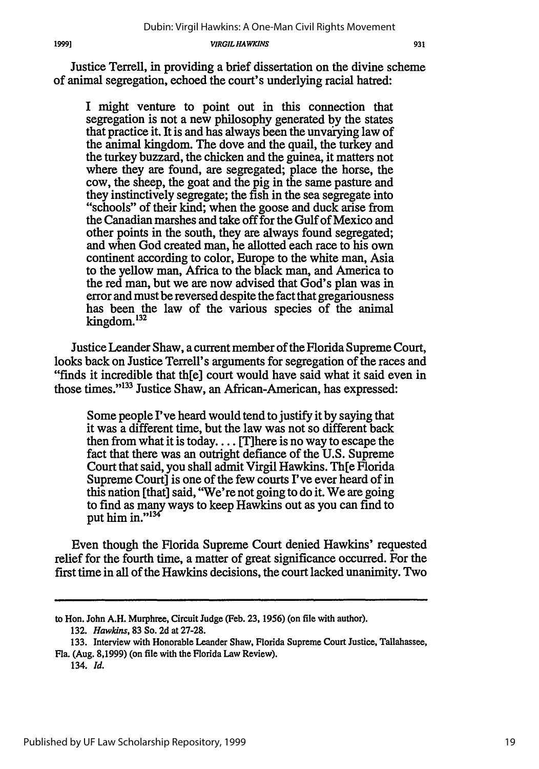Justice Terrell, in providing a brief dissertation on the divine scheme of animal segregation, echoed the court's underlying racial hatred:

> I might venture to point out in this connection that segregation is not a new philosophy generated by the states that practice it. It is and has always been the unvarying law of the animal kingdom. The dove and the quail, the turkey and the turkey buzzard, the chicken and the guinea, it matters not where they are found, are segregated; place the horse, the cow, the sheep, the goat and the pig in the same pasture and they instinctively segregate; the fish in the sea segregate into "schools" of their kind; when the goose and duck arise from the Canadian marshes and take off for the Gulf of Mexico and other points in the south, they are always found segregated; and when God created man, he allotted each race to his own continent according to color, Europe to the white man, Asia to the yellow man, Africa to the black man, and America to the red man, but we are now advised that God's plan was in error and must be reversed despite the fact that gregariousness has been the law of the various species of the animal kingdom.[132]

Justice Leander Shaw, a current member of the Florida Supreme Court, looks back on Justice Terrell's arguments for segregation of the races and "finds it incredible that th[e] court would have said what it said even in those times."[133] Justice Shaw, an African-American, has expressed:

> Some people I've heard would tend to justify it by saying that it was a different time, but the law was not so different back then from what it is today. . . . [T]here is no way to escape the fact that there was an outright defiance of the U.S. Supreme Court that said, you shall admit Virgil Hawkins. Th[e Florida Supreme Court] is one of the few courts I've ever heard of in this nation [that] said, "We're not going to do it. We are going to find as many ways to keep Hawkins out as you can find to put him in."[134]

Even though the Florida Supreme Court denied Hawkins' requested relief for the fourth time, a matter of great significance occurred. For the first time in all of the Hawkins decisions, the court lacked unanimity. Two

---

to Hon. John A.H. Murphree, Circuit Judge (Feb. 23, 1956) (on file with author).

132. *Hawkins*, 83 So. 2d at 27-28.

133. Interview with Honorable Leander Shaw, Florida Supreme Court Justice, Tallahassee, Fla. (Aug. 8,1999) (on file with the Florida Law Review).

134. *Id.*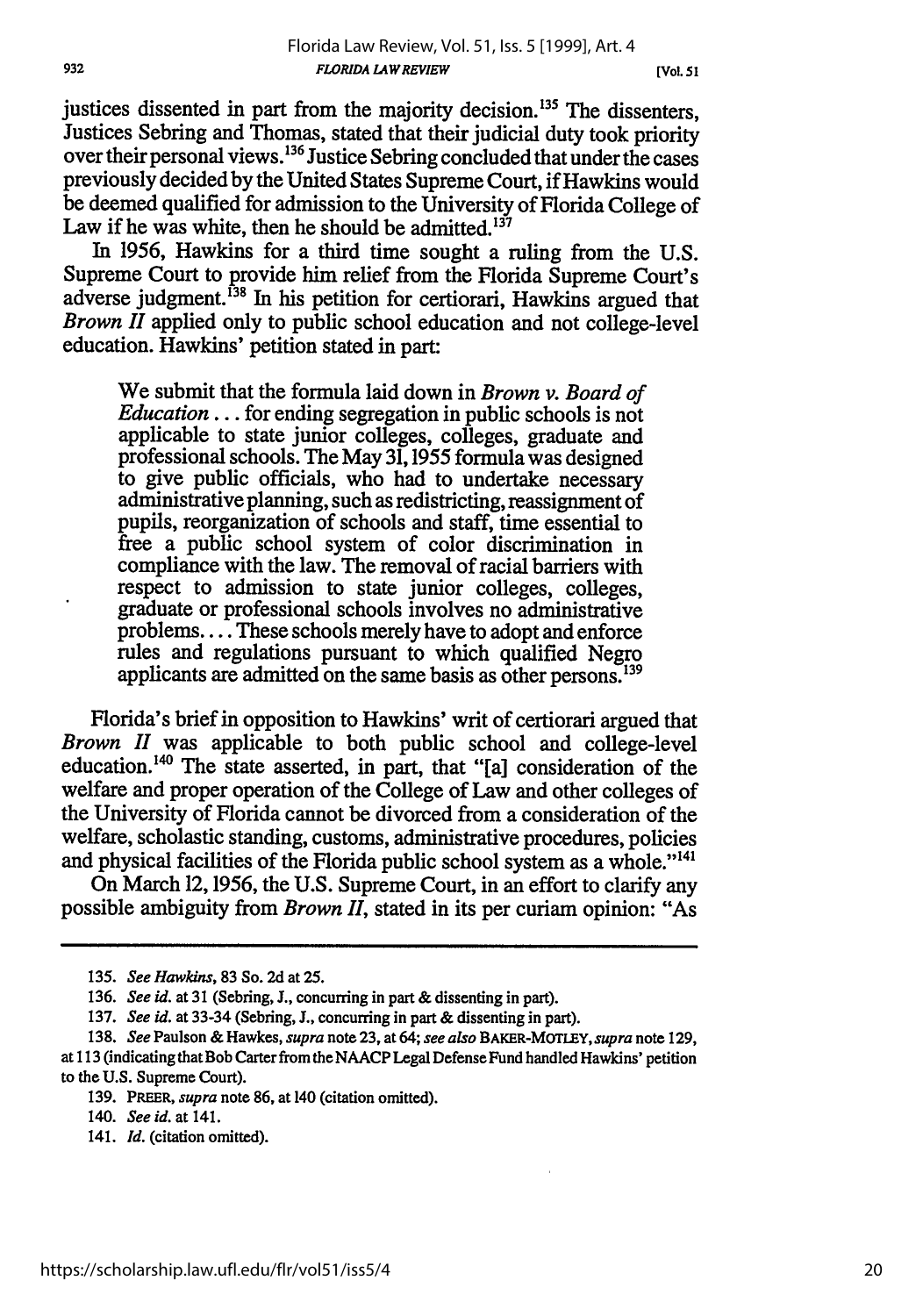justices dissented in part from the majority decision.[135] The dissenters, Justices Sebring and Thomas, stated that their judicial duty took priority over their personal views.[136] Justice Sebring concluded that under the cases previously decided by the United States Supreme Court, if Hawkins would be deemed qualified for admission to the University of Florida College of Law if he was white, then he should be admitted.[137]

In 1956, Hawkins for a third time sought a ruling from the U.S. Supreme Court to provide him relief from the Florida Supreme Court's adverse judgment.[138] In his petition for certiorari, Hawkins argued that *Brown II* applied only to public school education and not college-level education. Hawkins' petition stated in part:

> We submit that the formula laid down in *Brown v. Board of Education* . . . for ending segregation in public schools is not applicable to state junior colleges, colleges, graduate and professional schools. The May 31, 1955 formula was designed to give public officials, who had to undertake necessary administrative planning, such as redistricting, reassignment of pupils, reorganization of schools and staff, time essential to free a public school system of color discrimination in compliance with the law. The removal of racial barriers with respect to admission to state junior colleges, colleges, graduate or professional schools involves no administrative problems. . . . These schools merely have to adopt and enforce rules and regulations pursuant to which qualified Negro applicants are admitted on the same basis as other persons.[139]

Florida's brief in opposition to Hawkins' writ of certiorari argued that *Brown II* was applicable to both public school and college-level education.[140] The state asserted, in part, that "[a] consideration of the welfare and proper operation of the College of Law and other colleges of the University of Florida cannot be divorced from a consideration of the welfare, scholastic standing, customs, administrative procedures, policies and physical facilities of the Florida public school system as a whole."[141]

On March 12, 1956, the U.S. Supreme Court, in an effort to clarify any possible ambiguity from *Brown II*, stated in its per curiam opinion: "As

---

135. *See Hawkins*, 83 So. 2d at 25.

136. *See id.* at 31 (Sebring, J., concurring in part & dissenting in part).

137. *See id.* at 33-34 (Sebring, J., concurring in part & dissenting in part).

138. *See* Paulson & Hawkes, *supra* note 23, at 64; *see also* BAKER-MOTLEY, *supra* note 129, at 113 (indicating that Bob Carter from the NAACP Legal Defense Fund handled Hawkins' petition to the U.S. Supreme Court).

139. PREER, *supra* note 86, at 140 (citation omitted).

140. *See id.* at 141.

141. *Id.* (citation omitted).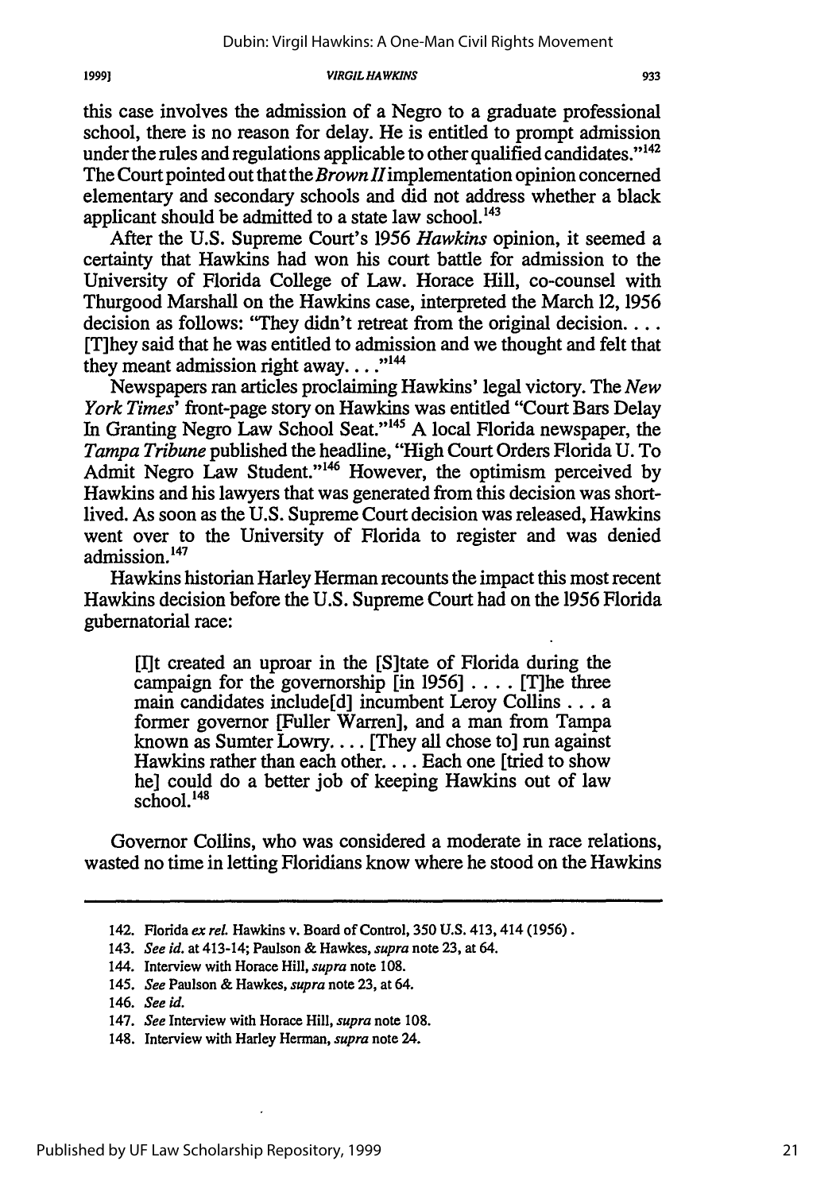this case involves the admission of a Negro to a graduate professional school, there is no reason for delay. He is entitled to prompt admission under the rules and regulations applicable to other qualified candidates."[142] The Court pointed out that the *Brown II* implementation opinion concerned elementary and secondary schools and did not address whether a black applicant should be admitted to a state law school.[143]

After the U.S. Supreme Court's 1956 *Hawkins* opinion, it seemed a certainty that Hawkins had won his court battle for admission to the University of Florida College of Law. Horace Hill, co-counsel with Thurgood Marshall on the Hawkins case, interpreted the March 12, 1956 decision as follows: "They didn't retreat from the original decision. . . . [T]hey said that he was entitled to admission and we thought and felt that they meant admission right away. . . ."[144]

Newspapers ran articles proclaiming Hawkins' legal victory. The *New York Times*' front-page story on Hawkins was entitled "Court Bars Delay In Granting Negro Law School Seat."[145] A local Florida newspaper, the *Tampa Tribune* published the headline, "High Court Orders Florida U. To Admit Negro Law Student."[146] However, the optimism perceived by Hawkins and his lawyers that was generated from this decision was short-lived. As soon as the U.S. Supreme Court decision was released, Hawkins went over to the University of Florida to register and was denied admission.[147]

Hawkins historian Harley Herman recounts the impact this most recent Hawkins decision before the U.S. Supreme Court had on the 1956 Florida gubernatorial race:

> [I]t created an uproar in the [S]tate of Florida during the campaign for the governorship [in 1956] . . . . [T]he three main candidates include[d] incumbent Leroy Collins . . . a former governor [Fuller Warren], and a man from Tampa known as Sumter Lowry. . . . [They all chose to] run against Hawkins rather than each other. . . . Each one [tried to show he] could do a better job of keeping Hawkins out of law school.[148]

Governor Collins, who was considered a moderate in race relations, wasted no time in letting Floridians know where he stood on the Hawkins

---

142. Florida *ex rel.* Hawkins v. Board of Control, 350 U.S. 413, 414 (1956).

143. *See id.* at 413-14; Paulson & Hawkes, *supra* note 23, at 64.

144. Interview with Horace Hill, *supra* note 108.

145. *See* Paulson & Hawkes, *supra* note 23, at 64.

146. *See id.*

147. *See* Interview with Horace Hill, *supra* note 108.

148. Interview with Harley Herman, *supra* note 24.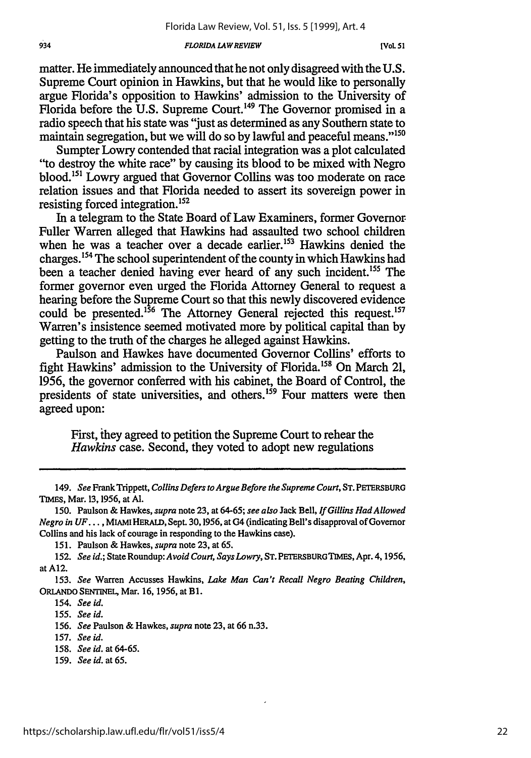matter. He immediately announced that he not only disagreed with the U.S. Supreme Court opinion in Hawkins, but that he would like to personally argue Florida's opposition to Hawkins' admission to the University of Florida before the U.S. Supreme Court.[149] The Governor promised in a radio speech that his state was "just as determined as any Southern state to maintain segregation, but we will do so by lawful and peaceful means."[150]

Sumpter Lowry contended that racial integration was a plot calculated "to destroy the white race" by causing its blood to be mixed with Negro blood.[151] Lowry argued that Governor Collins was too moderate on race relation issues and that Florida needed to assert its sovereign power in resisting forced integration.[152]

In a telegram to the State Board of Law Examiners, former Governor Fuller Warren alleged that Hawkins had assaulted two school children when he was a teacher over a decade earlier.[153] Hawkins denied the charges.[154] The school superintendent of the county in which Hawkins had been a teacher denied having ever heard of any such incident.[155] The former governor even urged the Florida Attorney General to request a hearing before the Supreme Court so that this newly discovered evidence could be presented.[156] The Attorney General rejected this request.[157] Warren's insistence seemed motivated more by political capital than by getting to the truth of the charges he alleged against Hawkins.

Paulson and Hawkes have documented Governor Collins' efforts to fight Hawkins' admission to the University of Florida.[158] On March 21, 1956, the governor conferred with his cabinet, the Board of Control, the presidents of state universities, and others.[159] Four matters were then agreed upon:

> First, they agreed to petition the Supreme Court to rehear the *Hawkins* case. Second, they voted to adopt new regulations

---

149. *See* Frank Trippett, *Collins Defers to Argue Before the Supreme Court*, ST. PETERSBURG TIMES, Mar. 13, 1956, at A1.

150. Paulson & Hawkes, *supra* note 23, at 64-65; *see also* Jack Bell, *If Gillins Had Allowed Negro in UF . . .*, MIAMI HERALD, Sept. 30, 1956, at G4 (indicating Bell's disapproval of Governor Collins and his lack of courage in responding to the Hawkins case).

151. Paulson & Hawkes, *supra* note 23, at 65.

152. *See id.*; State Roundup: *Avoid Court, Says Lowry*, ST. PETERSBURG TIMES, Apr. 4, 1956, at A12.

153. *See* Warren Accusses Hawkins, *Lake Man Can't Recall Negro Beating Children*, ORLANDO SENTINEL, Mar. 16, 1956, at B1.

154. *See id.*

155. *See id.*

156. *See* Paulson & Hawkes, *supra* note 23, at 66 n.33.

157. *See id.*

158. *See id.* at 64-65.

159. *See id.* at 65.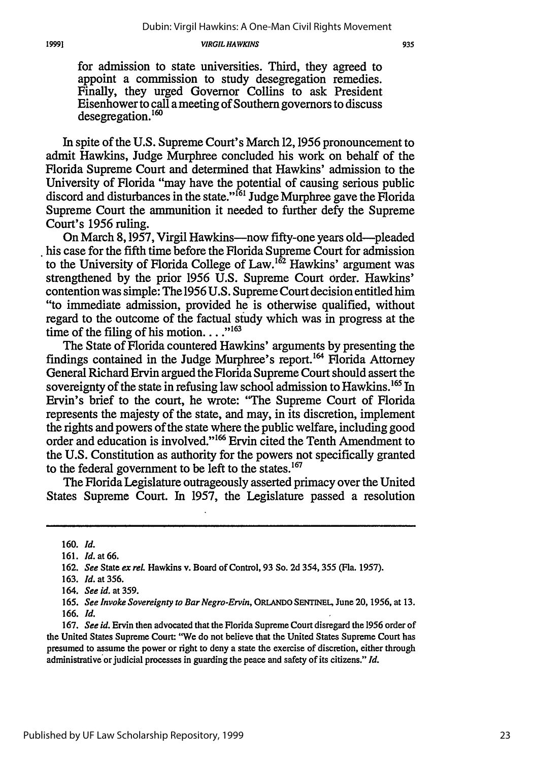for admission to state universities. Third, they agreed to appoint a commission to study desegregation remedies. Finally, they urged Governor Collins to ask President Eisenhower to call a meeting of Southern governors to discuss desegregation.[160]

In spite of the U.S. Supreme Court's March 12, 1956 pronouncement to admit Hawkins, Judge Murphree concluded his work on behalf of the Florida Supreme Court and determined that Hawkins' admission to the University of Florida "may have the potential of causing serious public discord and disturbances in the state."[161] Judge Murphree gave the Florida Supreme Court the ammunition it needed to further defy the Supreme Court's 1956 ruling.

On March 8, 1957, Virgil Hawkins—now fifty-one years old—pleaded his case for the fifth time before the Florida Supreme Court for admission to the University of Florida College of Law.[162] Hawkins' argument was strengthened by the prior 1956 U.S. Supreme Court order. Hawkins' contention was simple: The 1956 U.S. Supreme Court decision entitled him "to immediate admission, provided he is otherwise qualified, without regard to the outcome of the factual study which was in progress at the time of the filing of his motion. . . ."[163]

The State of Florida countered Hawkins' arguments by presenting the findings contained in the Judge Murphree's report.[164] Florida Attorney General Richard Ervin argued the Florida Supreme Court should assert the sovereignty of the state in refusing law school admission to Hawkins.[165] In Ervin's brief to the court, he wrote: "The Supreme Court of Florida represents the majesty of the state, and may, in its discretion, implement the rights and powers of the state where the public welfare, including good order and education is involved."[166] Ervin cited the Tenth Amendment to the U.S. Constitution as authority for the powers not specifically granted to the federal government to be left to the states.[167]

The Florida Legislature outrageously asserted primacy over the United States Supreme Court. In 1957, the Legislature passed a resolution

---

160. *Id.*

161. *Id.* at 66.

162. *See* State *ex rel.* Hawkins v. Board of Control, 93 So. 2d 354, 355 (Fla. 1957).

163. *Id.* at 356.

164. *See id.* at 359.

165. *See Invoke Sovereignty to Bar Negro-Ervin*, ORLANDO SENTINEL, June 20, 1956, at 13.

166. *Id.*

167. *See id.* Ervin then advocated that the Florida Supreme Court disregard the 1956 order of the United States Supreme Court: "We do not believe that the United States Supreme Court has presumed to assume the power or right to deny a state the exercise of discretion, either through administrative or judicial processes in guarding the peace and safety of its citizens." *Id.*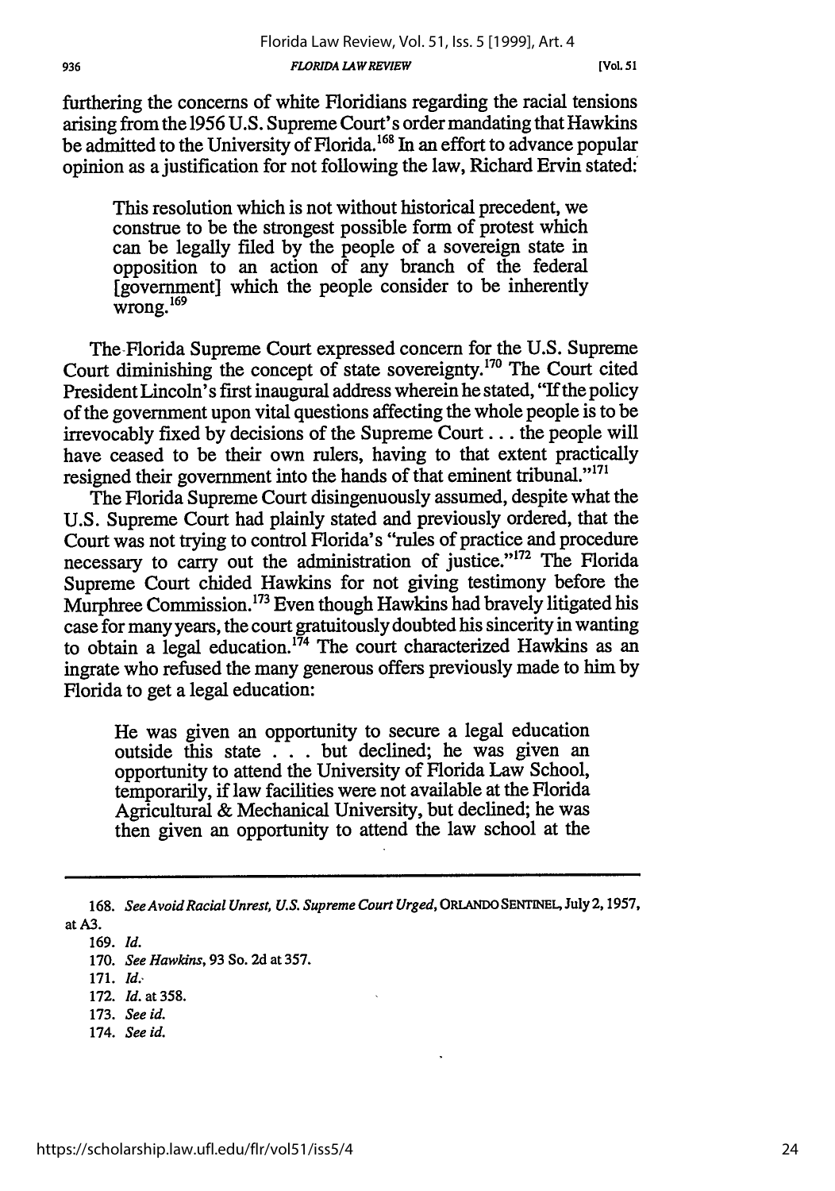furthering the concerns of white Floridians regarding the racial tensions arising from the 1956 U.S. Supreme Court's order mandating that Hawkins be admitted to the University of Florida.[168] In an effort to advance popular opinion as a justification for not following the law, Richard Ervin stated:

> This resolution which is not without historical precedent, we construe to be the strongest possible form of protest which can be legally filed by the people of a sovereign state in opposition to an action of any branch of the federal [government] which the people consider to be inherently wrong.[169]

The Florida Supreme Court expressed concern for the U.S. Supreme Court diminishing the concept of state sovereignty.[170] The Court cited President Lincoln's first inaugural address wherein he stated, "If the policy of the government upon vital questions affecting the whole people is to be irrevocably fixed by decisions of the Supreme Court . . . the people will have ceased to be their own rulers, having to that extent practically resigned their government into the hands of that eminent tribunal."[171]

The Florida Supreme Court disingenuously assumed, despite what the U.S. Supreme Court had plainly stated and previously ordered, that the Court was not trying to control Florida's "rules of practice and procedure necessary to carry out the administration of justice."[172] The Florida Supreme Court chided Hawkins for not giving testimony before the Murphree Commission.[173] Even though Hawkins had bravely litigated his case for many years, the court gratuitously doubted his sincerity in wanting to obtain a legal education.[174] The court characterized Hawkins as an ingrate who refused the many generous offers previously made to him by Florida to get a legal education:

> He was given an opportunity to secure a legal education outside this state . . . but declined; he was given an opportunity to attend the University of Florida Law School, temporarily, if law facilities were not available at the Florida Agricultural & Mechanical University, but declined; he was then given an opportunity to attend the law school at the

---

168. *See Avoid Racial Unrest, U.S. Supreme Court Urged*, ORLANDO SENTINEL, July 2, 1957, at A3.

169. *Id.*

170. *See Hawkins*, 93 So. 2d at 357.

171. *Id.*

172. *Id.* at 358.

173. *See id.*

174. *See id.*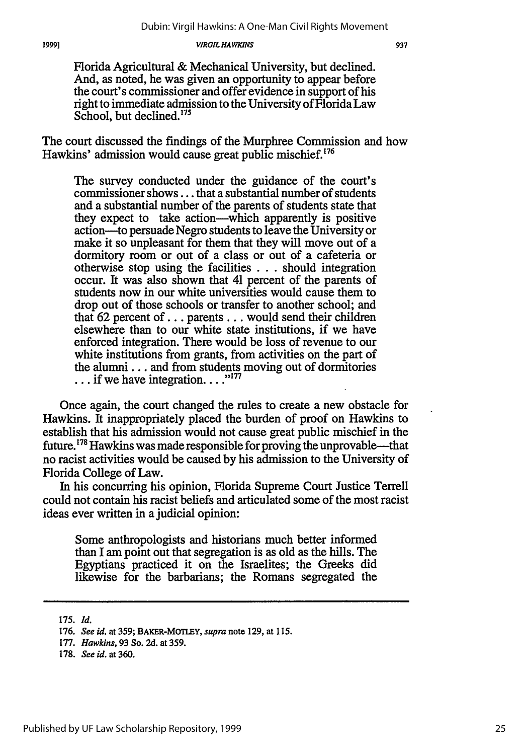> Florida Agricultural & Mechanical University, but declined. And, as noted, he was given an opportunity to appear before the court's commissioner and offer evidence in support of his right to immediate admission to the University of Florida Law School, but declined.[175]

The court discussed the findings of the Murphree Commission and how Hawkins' admission would cause great public mischief.[176]

> The survey conducted under the guidance of the court's commissioner shows . . . that a substantial number of students and a substantial number of the parents of students state that they expect to take action—which apparently is positive action—to persuade Negro students to leave the University or make it so unpleasant for them that they will move out of a dormitory room or out of a class or out of a cafeteria or otherwise stop using the facilities . . . should integration occur. It was also shown that 41 percent of the parents of students now in our white universities would cause them to drop out of those schools or transfer to another school; and that 62 percent of . . . parents . . . would send their children elsewhere than to our white state institutions, if we have enforced integration. There would be loss of revenue to our white institutions from grants, from activities on the part of the alumni . . . and from students moving out of dormitories . . . if we have integration. . . ."[177]

Once again, the court changed the rules to create a new obstacle for Hawkins. It inappropriately placed the burden of proof on Hawkins to establish that his admission would not cause great public mischief in the future.[178] Hawkins was made responsible for proving the unprovable—that no racist activities would be caused by his admission to the University of Florida College of Law.

In his concurring his opinion, Florida Supreme Court Justice Terrell could not contain his racist beliefs and articulated some of the most racist ideas ever written in a judicial opinion:

> Some anthropologists and historians much better informed than I am point out that segregation is as old as the hills. The Egyptians practiced it on the Israelites; the Greeks did likewise for the barbarians; the Romans segregated the

---

175. *Id.*

176. *See id.* at 359; BAKER-MOTLEY, *supra* note 129, at 115.

177. *Hawkins*, 93 So. 2d. at 359.

178. *See id.* at 360.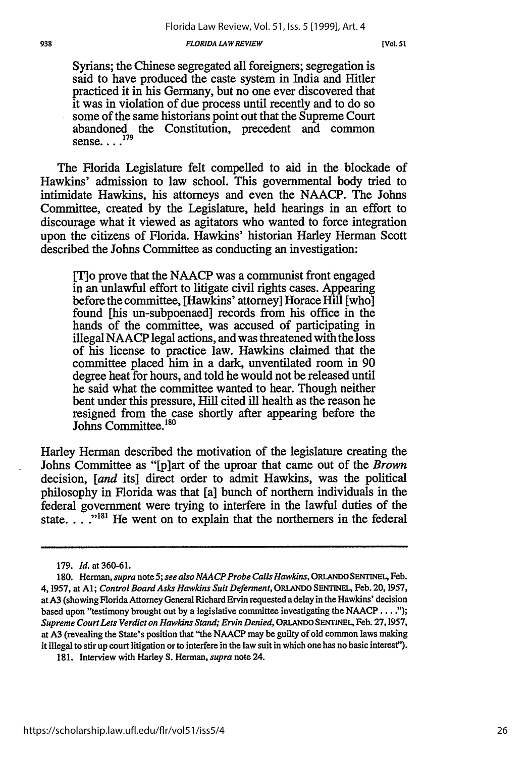> Syrians; the Chinese segregated all foreigners; segregation is said to have produced the caste system in India and Hitler practiced it in his Germany, but no one ever discovered that it was in violation of due process until recently and to do so some of the same historians point out that the Supreme Court abandoned the Constitution, precedent and common sense. . . .[179]

The Florida Legislature felt compelled to aid in the blockade of Hawkins' admission to law school. This governmental body tried to intimidate Hawkins, his attorneys and even the NAACP. The Johns Committee, created by the Legislature, held hearings in an effort to discourage what it viewed as agitators who wanted to force integration upon the citizens of Florida. Hawkins' historian Harley Herman Scott described the Johns Committee as conducting an investigation:

> [T]o prove that the NAACP was a communist front engaged in an unlawful effort to litigate civil rights cases. Appearing before the committee, [Hawkins' attorney] Horace Hill [who] found [his un-subpoenaed] records from his office in the hands of the committee, was accused of participating in illegal NAACP legal actions, and was threatened with the loss of his license to practice law. Hawkins claimed that the committee placed him in a dark, unventilated room in 90 degree heat for hours, and told he would not be released until he said what the committee wanted to hear. Though neither bent under this pressure, Hill cited ill health as the reason he resigned from the case shortly after appearing before the Johns Committee.[180]

Harley Herman described the motivation of the legislature creating the Johns Committee as "[p]art of the uproar that came out of the *Brown* decision, [*and* its] direct order to admit Hawkins, was the political philosophy in Florida was that [a] bunch of northern individuals in the federal government were trying to interfere in the lawful duties of the state. . . ."[181] He went on to explain that the northerners in the federal

---

179. *Id.* at 360-61.

180. Herman, *supra* note 5; *see also NAACP Probe Calls Hawkins*, ORLANDO SENTINEL, Feb. 4, 1957, at A1; *Control Board Asks Hawkins Suit Deferment*, ORLANDO SENTINEL, Feb. 20, 1957, at A3 (showing Florida Attorney General Richard Ervin requested a delay in the Hawkins' decision based upon "testimony brought out by a legislative committee investigating the NAACP . . . ."); *Supreme Court Lets Verdict on Hawkins Stand; Ervin Denied*, ORLANDO SENTINEL, Feb. 27, 1957, at A3 (revealing the State's position that "the NAACP may be guilty of old common laws making it illegal to stir up court litigation or to interfere in the law suit in which one has no basic interest").

181. Interview with Harley S. Herman, *supra* note 24.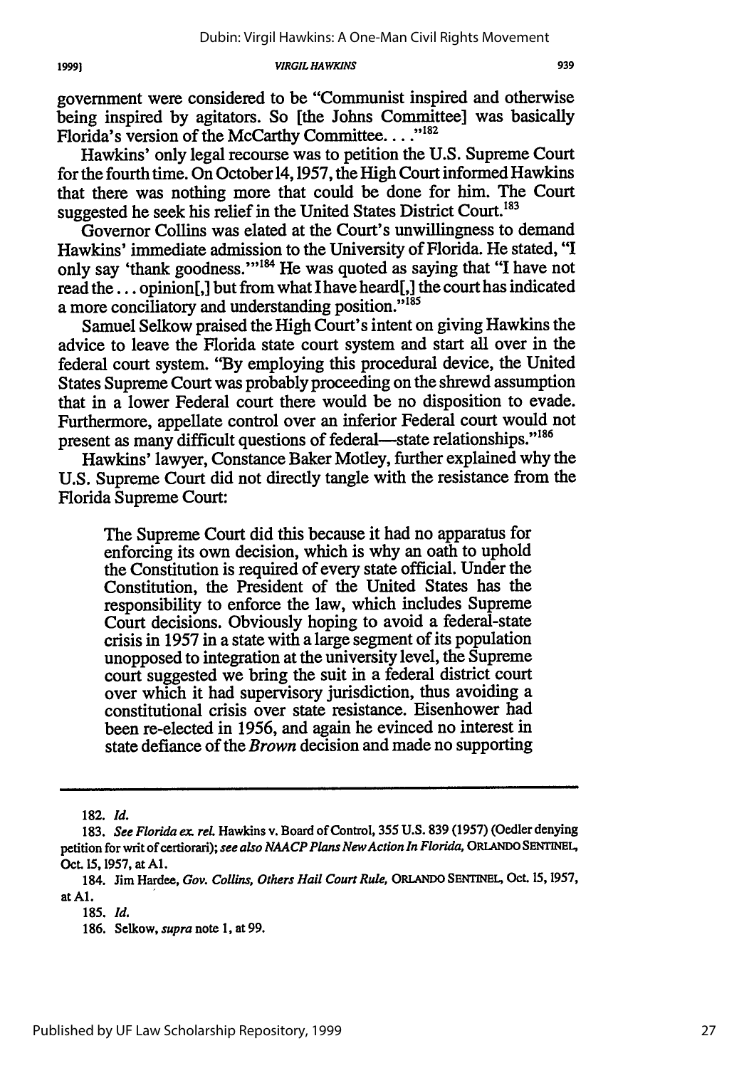government were considered to be "Communist inspired and otherwise being inspired by agitators. So [the Johns Committee] was basically Florida's version of the McCarthy Committee. . . ."[182]

Hawkins' only legal recourse was to petition the U.S. Supreme Court for the fourth time. On October 14, 1957, the High Court informed Hawkins that there was nothing more that could be done for him. The Court suggested he seek his relief in the United States District Court.[183]

Governor Collins was elated at the Court's unwillingness to demand Hawkins' immediate admission to the University of Florida. He stated, "I only say 'thank goodness.'"[184] He was quoted as saying that "I have not read the . . . opinion[,] but from what I have heard[,] the court has indicated a more conciliatory and understanding position."[185]

Samuel Selkow praised the High Court's intent on giving Hawkins the advice to leave the Florida state court system and start all over in the federal court system. "By employing this procedural device, the United States Supreme Court was probably proceeding on the shrewd assumption that in a lower Federal court there would be no disposition to evade. Furthermore, appellate control over an inferior Federal court would not present as many difficult questions of federal—state relationships."[186]

Hawkins' lawyer, Constance Baker Motley, further explained why the U.S. Supreme Court did not directly tangle with the resistance from the Florida Supreme Court:

> The Supreme Court did this because it had no apparatus for enforcing its own decision, which is why an oath to uphold the Constitution is required of every state official. Under the Constitution, the President of the United States has the responsibility to enforce the law, which includes Supreme Court decisions. Obviously hoping to avoid a federal-state crisis in 1957 in a state with a large segment of its population unopposed to integration at the university level, the Supreme court suggested we bring the suit in a federal district court over which it had supervisory jurisdiction, thus avoiding a constitutional crisis over state resistance. Eisenhower had been re-elected in 1956, and again he evinced no interest in state defiance of the *Brown* decision and made no supporting

---

182. *Id.*

183. *See Florida ex. rel.* Hawkins v. Board of Control, 355 U.S. 839 (1957) (Oedler denying petition for writ of certiorari); *see also NAACP Plans New Action In Florida*, ORLANDO SENTINEL, Oct. 15, 1957, at A1.

184. Jim Hardee, *Gov. Collins, Others Hail Court Rule*, ORLANDO SENTINEL, Oct. 15, 1957, at A1.

185. *Id.*

186. Selkow, *supra* note 1, at 99.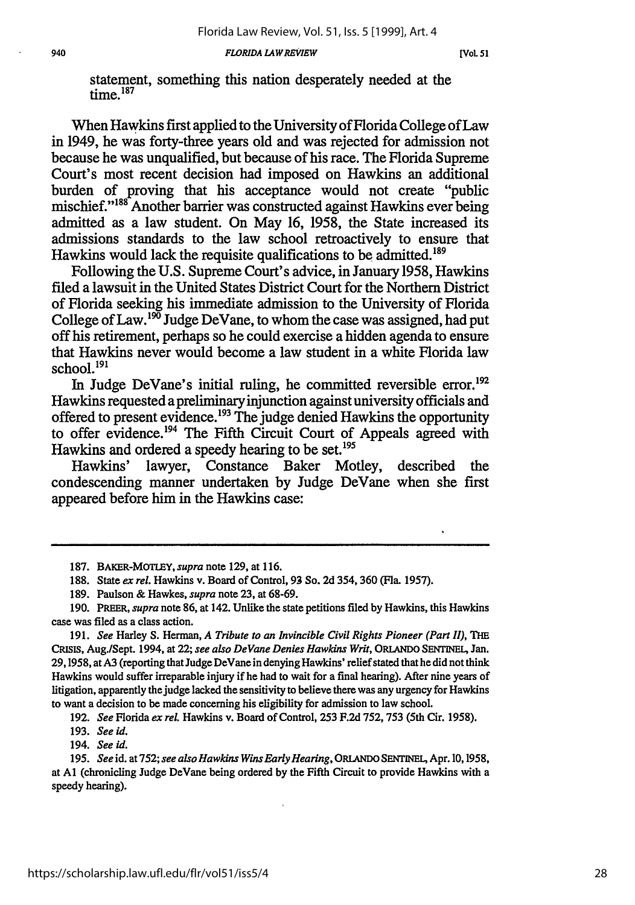statement, something this nation desperately needed at the time.[187]

When Hawkins first applied to the University of Florida College of Law in 1949, he was forty-three years old and was rejected for admission not because he was unqualified, but because of his race. The Florida Supreme Court's most recent decision had imposed on Hawkins an additional burden of proving that his acceptance would not create "public mischief."[188] Another barrier was constructed against Hawkins ever being admitted as a law student. On May 16, 1958, the State increased its admissions standards to the law school retroactively to ensure that Hawkins would lack the requisite qualifications to be admitted.[189]

Following the U.S. Supreme Court's advice, in January 1958, Hawkins filed a lawsuit in the United States District Court for the Northern District of Florida seeking his immediate admission to the University of Florida College of Law.[190] Judge DeVane, to whom the case was assigned, had put off his retirement, perhaps so he could exercise a hidden agenda to ensure that Hawkins never would become a law student in a white Florida law school.[191]

In Judge DeVane's initial ruling, he committed reversible error.[192] Hawkins requested a preliminary injunction against university officials and offered to present evidence.[193] The judge denied Hawkins the opportunity to offer evidence.[194] The Fifth Circuit Court of Appeals agreed with Hawkins and ordered a speedy hearing to be set.[195]

Hawkins' lawyer, Constance Baker Motley, described the condescending manner undertaken by Judge DeVane when she first appeared before him in the Hawkins case:

---

187. BAKER-MOTLEY, *supra* note 129, at 116.

188. State *ex rel.* Hawkins v. Board of Control, 93 So. 2d 354, 360 (Fla. 1957).

189. Paulson & Hawkes, *supra* note 23, at 68-69.

190. PREER, *supra* note 86, at 142. Unlike the state petitions filed by Hawkins, this Hawkins case was filed as a class action.

191. *See* Harley S. Herman, *A Tribute to an Invincible Civil Rights Pioneer (Part II)*, THE CRISIS, Aug./Sept. 1994, at 22; *see also DeVane Denies Hawkins Writ*, ORLANDO SENTINEL, Jan. 29, 1958, at A3 (reporting that Judge DeVane in denying Hawkins' relief stated that he did not think Hawkins would suffer irreparable injury if he had to wait for a final hearing). After nine years of litigation, apparently the judge lacked the sensitivity to believe there was any urgency for Hawkins to want a decision to be made concerning his eligibility for admission to law school.

192. *See* Florida *ex rel.* Hawkins v. Board of Control, 253 F.2d 752, 753 (5th Cir. 1958).

193. *See id.*

194. *See id.*

195. *See id.* at 752; *see also Hawkins Wins Early Hearing*, ORLANDO SENTINEL, Apr. 10, 1958, at A1 (chronicling Judge DeVane being ordered by the Fifth Circuit to provide Hawkins with a speedy hearing).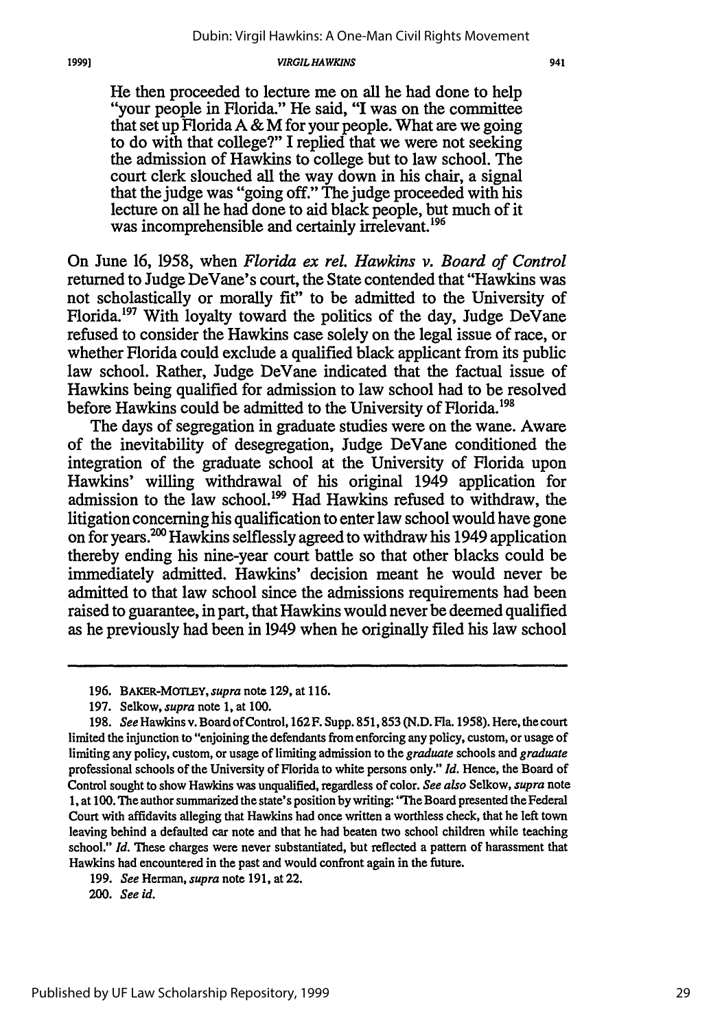He then proceeded to lecture me on all he had done to help "your people in Florida." He said, "I was on the committee that set up Florida A & M for your people. What are we going to do with that college?" I replied that we were not seeking the admission of Hawkins to college but to law school. The court clerk slouched all the way down in his chair, a signal that the judge was "going off." The judge proceeded with his lecture on all he had done to aid black people, but much of it was incomprehensible and certainly irrelevant.[196]

On June 16, 1958, when *Florida ex rel. Hawkins v. Board of Control* returned to Judge DeVane's court, the State contended that "Hawkins was not scholastically or morally fit" to be admitted to the University of Florida.[197] With loyalty toward the politics of the day, Judge DeVane refused to consider the Hawkins case solely on the legal issue of race, or whether Florida could exclude a qualified black applicant from its public law school. Rather, Judge DeVane indicated that the factual issue of Hawkins being qualified for admission to law school had to be resolved before Hawkins could be admitted to the University of Florida.[198]

The days of segregation in graduate studies were on the wane. Aware of the inevitability of desegregation, Judge DeVane conditioned the integration of the graduate school at the University of Florida upon Hawkins' willing withdrawal of his original 1949 application for admission to the law school.[199] Had Hawkins refused to withdraw, the litigation concerning his qualification to enter law school would have gone on for years.[200] Hawkins selflessly agreed to withdraw his 1949 application thereby ending his nine-year court battle so that other blacks could be immediately admitted. Hawkins' decision meant he would never be admitted to that law school since the admissions requirements had been raised to guarantee, in part, that Hawkins would never be deemed qualified as he previously had been in 1949 when he originally filed his law school

---

196. BAKER-MOTLEY, *supra* note 129, at 116.

197. Selkow, *supra* note 1, at 100.

198. *See* Hawkins v. Board of Control, 162 F. Supp. 851, 853 (N.D. Fla. 1958). Here, the court limited the injunction to "enjoining the defendants from enforcing any policy, custom, or usage of limiting any policy, custom, or usage of limiting admission to the *graduate* schools and *graduate* professional schools of the University of Florida to white persons only." *Id.* Hence, the Board of Control sought to show Hawkins was unqualified, regardless of color. *See also* Selkow, *supra* note 1, at 100. The author summarized the state's position by writing: "The Board presented the Federal Court with affidavits alleging that Hawkins had once written a worthless check, that he left town leaving behind a defaulted car note and that he had beaten two school children while teaching school." *Id.* These charges were never substantiated, but reflected a pattern of harassment that Hawkins had encountered in the past and would confront again in the future.

199. *See* Herman, *supra* note 191, at 22.

200. *See id.*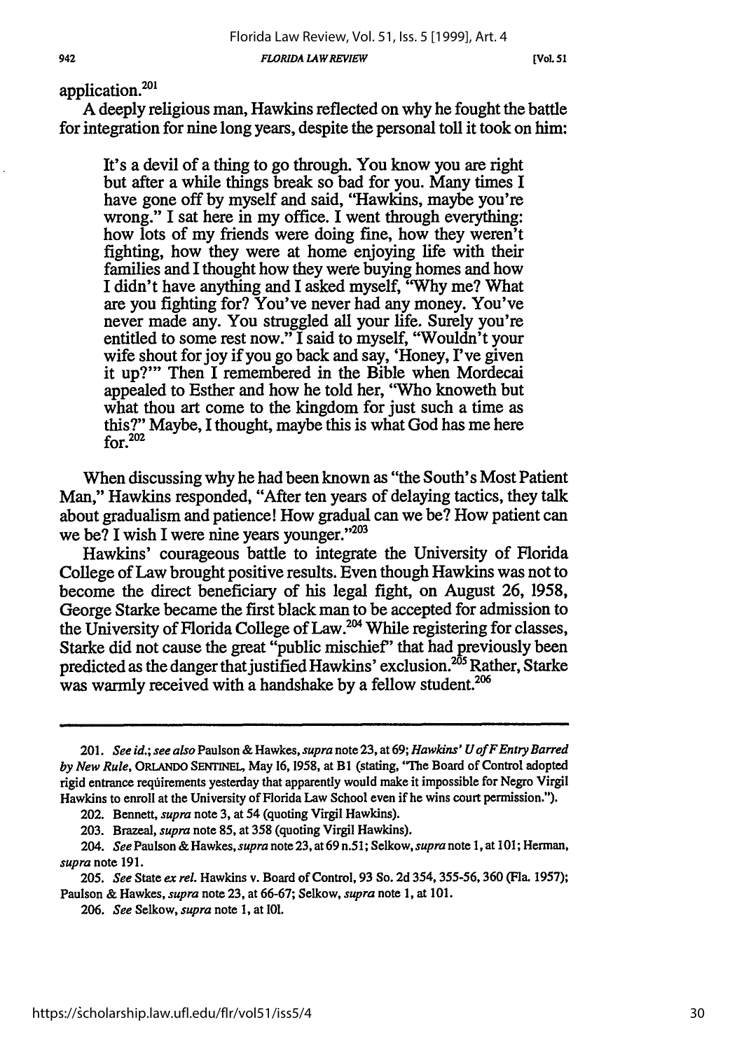application.[201]

A deeply religious man, Hawkins reflected on why he fought the battle for integration for nine long years, despite the personal toll it took on him:

> It's a devil of a thing to go through. You know you are right but after a while things break so bad for you. Many times I have gone off by myself and said, "Hawkins, maybe you're wrong." I sat here in my office. I went through everything: how lots of my friends were doing fine, how they weren't fighting, how they were at home enjoying life with their families and I thought how they were buying homes and how I didn't have anything and I asked myself, "Why me? What are you fighting for? You've never had any money. You've never made any. You struggled all your life. Surely you're entitled to some rest now." I said to myself, "Wouldn't your wife shout for joy if you go back and say, 'Honey, I've given it up?'" Then I remembered in the Bible when Mordecai appealed to Esther and how he told her, "Who knoweth but what thou art come to the kingdom for just such a time as this?" Maybe, I thought, maybe this is what God has me here for.[202]

When discussing why he had been known as "the South's Most Patient Man," Hawkins responded, "After ten years of delaying tactics, they talk about gradualism and patience! How gradual can we be? How patient can we be? I wish I were nine years younger."[203]

Hawkins' courageous battle to integrate the University of Florida College of Law brought positive results. Even though Hawkins was not to become the direct beneficiary of his legal fight, on August 26, 1958, George Starke became the first black man to be accepted for admission to the University of Florida College of Law.[204] While registering for classes, Starke did not cause the great "public mischief" that had previously been predicted as the danger that justified Hawkins' exclusion.[205] Rather, Starke was warmly received with a handshake by a fellow student.[206]

---

201. *See id.*; *see also* Paulson & Hawkes, *supra* note 23, at 69; *Hawkins' U of F Entry Barred by New Rule*, ORLANDO SENTINEL, May 16, 1958, at B1 (stating, "The Board of Control adopted rigid entrance requirements yesterday that apparently would make it impossible for Negro Virgil Hawkins to enroll at the University of Florida Law School even if he wins court permission.").

202. Bennett, *supra* note 3, at 54 (quoting Virgil Hawkins).

203. Brazeal, *supra* note 85, at 358 (quoting Virgil Hawkins).

204. *See* Paulson & Hawkes, *supra* note 23, at 69 n.51; Selkow, *supra* note 1, at 101; Herman, *supra* note 191.

205. *See* State *ex rel.* Hawkins v. Board of Control, 93 So. 2d 354, 355-56, 360 (Fla. 1957); Paulson & Hawkes, *supra* note 23, at 66-67; Selkow, *supra* note 1, at 101.

206. *See* Selkow, *supra* note 1, at 101.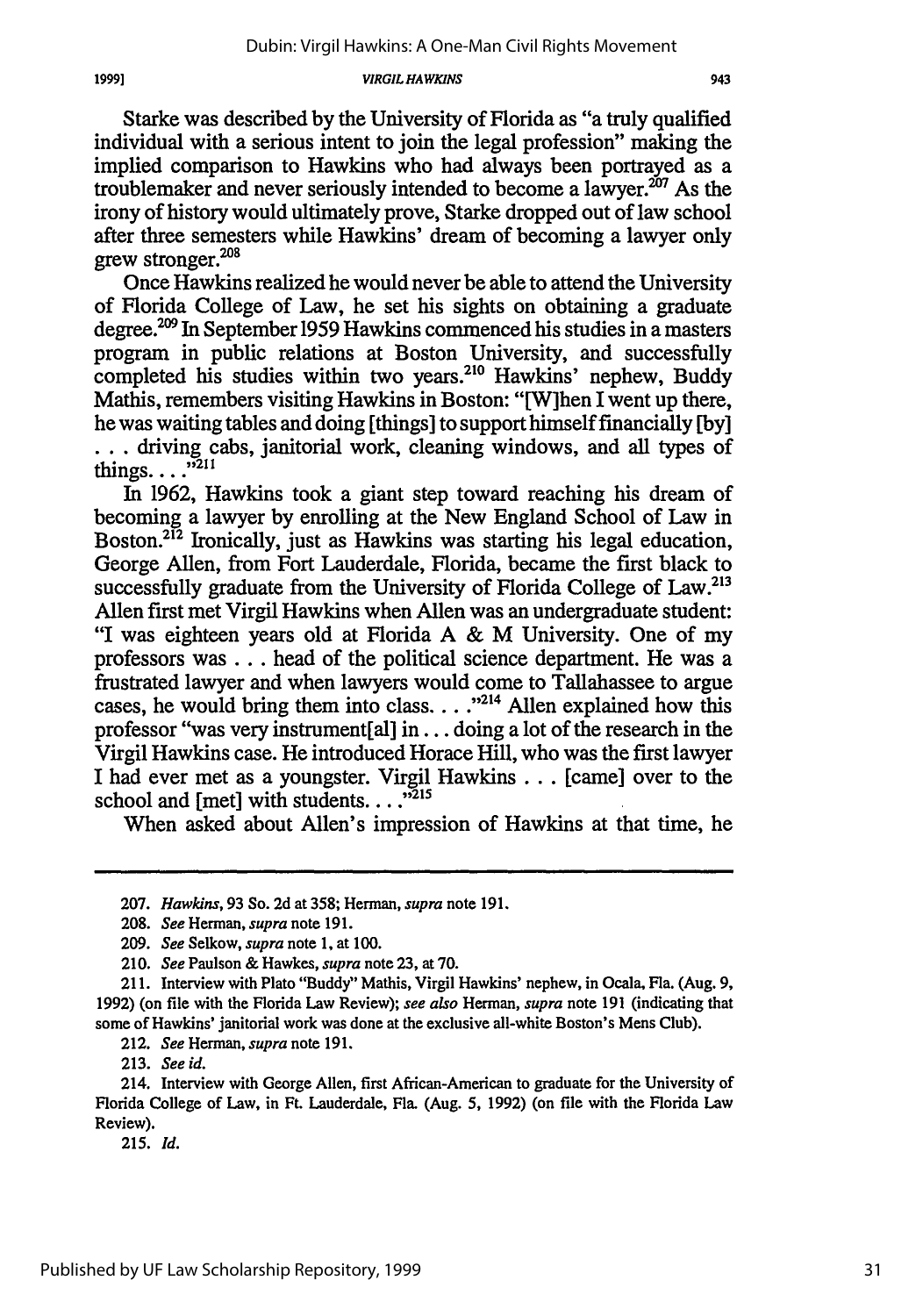Starke was described by the University of Florida as "a truly qualified individual with a serious intent to join the legal profession" making the implied comparison to Hawkins who had always been portrayed as a troublemaker and never seriously intended to become a lawyer.[207] As the irony of history would ultimately prove, Starke dropped out of law school after three semesters while Hawkins' dream of becoming a lawyer only grew stronger.[208]

Once Hawkins realized he would never be able to attend the University of Florida College of Law, he set his sights on obtaining a graduate degree.[209] In September 1959 Hawkins commenced his studies in a masters program in public relations at Boston University, and successfully completed his studies within two years.[210] Hawkins' nephew, Buddy Mathis, remembers visiting Hawkins in Boston: "[W]hen I went up there, he was waiting tables and doing [things] to support himself financially [by] . . . driving cabs, janitorial work, cleaning windows, and all types of things. . . ."[211]

In 1962, Hawkins took a giant step toward reaching his dream of becoming a lawyer by enrolling at the New England School of Law in Boston.[212] Ironically, just as Hawkins was starting his legal education, George Allen, from Fort Lauderdale, Florida, became the first black to successfully graduate from the University of Florida College of Law.[213] Allen first met Virgil Hawkins when Allen was an undergraduate student: "I was eighteen years old at Florida A & M University. One of my professors was . . . head of the political science department. He was a frustrated lawyer and when lawyers would come to Tallahassee to argue cases, he would bring them into class. . . ."[214] Allen explained how this professor "was very instrument[al] in . . . doing a lot of the research in the Virgil Hawkins case. He introduced Horace Hill, who was the first lawyer I had ever met as a youngster. Virgil Hawkins . . . [came] over to the school and [met] with students. . . ."[215]

When asked about Allen's impression of Hawkins at that time, he

---

207. *Hawkins*, 93 So. 2d at 358; Herman, *supra* note 191.

208. *See* Herman, *supra* note 191.

209. *See* Selkow, *supra* note 1, at 100.

210. *See* Paulson & Hawkes, *supra* note 23, at 70.

211. Interview with Plato "Buddy" Mathis, Virgil Hawkins' nephew, in Ocala, Fla. (Aug. 9, 1992) (on file with the Florida Law Review); *see also* Herman, *supra* note 191 (indicating that some of Hawkins' janitorial work was done at the exclusive all-white Boston's Mens Club).

212. *See* Herman, *supra* note 191.

213. *See id.*

214. Interview with George Allen, first African-American to graduate for the University of Florida College of Law, in Ft. Lauderdale, Fla. (Aug. 5, 1992) (on file with the Florida Law Review).

215. *Id.*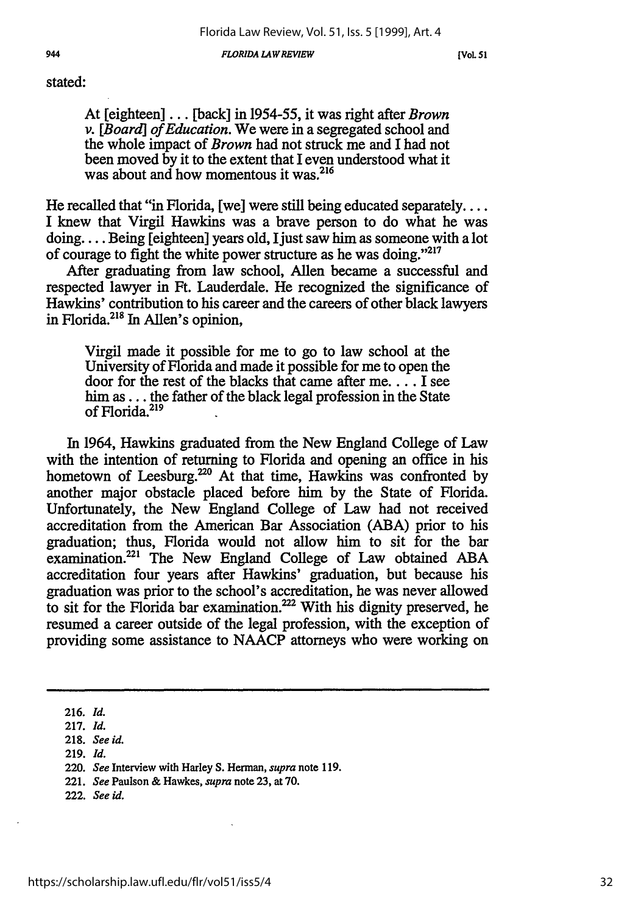stated:

> At [eighteen] . . . [back] in 1954-55, it was right after *Brown v. [Board] of Education.* We were in a segregated school and the whole impact of *Brown* had not struck me and I had not been moved by it to the extent that I even understood what it was about and how momentous it was.[216]

He recalled that "in Florida, [we] were still being educated separately. . . . I knew that Virgil Hawkins was a brave person to do what he was doing. . . . Being [eighteen] years old, I just saw him as someone with a lot of courage to fight the white power structure as he was doing."[217]

After graduating from law school, Allen became a successful and respected lawyer in Ft. Lauderdale. He recognized the significance of Hawkins' contribution to his career and the careers of other black lawyers in Florida.[218] In Allen's opinion,

> Virgil made it possible for me to go to law school at the University of Florida and made it possible for me to open the door for the rest of the blacks that came after me. . . . I see him as . . . the father of the black legal profession in the State of Florida.[219]

In 1964, Hawkins graduated from the New England College of Law with the intention of returning to Florida and opening an office in his hometown of Leesburg.[220] At that time, Hawkins was confronted by another major obstacle placed before him by the State of Florida. Unfortunately, the New England College of Law had not received accreditation from the American Bar Association (ABA) prior to his graduation; thus, Florida would not allow him to sit for the bar examination.[221] The New England College of Law obtained ABA accreditation four years after Hawkins' graduation, but because his graduation was prior to the school's accreditation, he was never allowed to sit for the Florida bar examination.[222] With his dignity preserved, he resumed a career outside of the legal profession, with the exception of providing some assistance to NAACP attorneys who were working on

---

216. *Id.*

217. *Id.*

218. *See id.*

219. *Id.*

220. *See* Interview with Harley S. Herman, *supra* note 119.

221. *See* Paulson & Hawkes, *supra* note 23, at 70.

222. *See id.*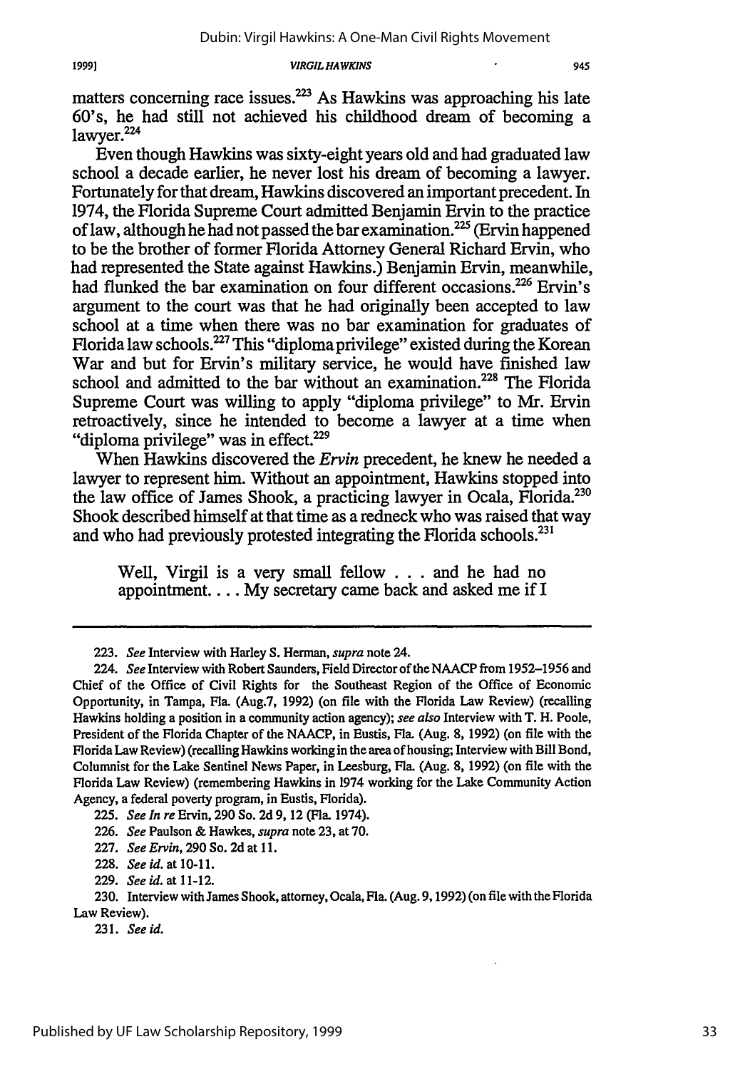matters concerning race issues.[223] As Hawkins was approaching his late 60's, he had still not achieved his childhood dream of becoming a lawyer.[224]

Even though Hawkins was sixty-eight years old and had graduated law school a decade earlier, he never lost his dream of becoming a lawyer. Fortunately for that dream, Hawkins discovered an important precedent. In 1974, the Florida Supreme Court admitted Benjamin Ervin to the practice of law, although he had not passed the bar examination.[225] (Ervin happened to be the brother of former Florida Attorney General Richard Ervin, who had represented the State against Hawkins.) Benjamin Ervin, meanwhile, had flunked the bar examination on four different occasions.[226] Ervin's argument to the court was that he had originally been accepted to law school at a time when there was no bar examination for graduates of Florida law schools.[227] This "diploma privilege" existed during the Korean War and but for Ervin's military service, he would have finished law school and admitted to the bar without an examination.[228] The Florida Supreme Court was willing to apply "diploma privilege" to Mr. Ervin retroactively, since he intended to become a lawyer at a time when "diploma privilege" was in effect.[229]

When Hawkins discovered the *Ervin* precedent, he knew he needed a lawyer to represent him. Without an appointment, Hawkins stopped into the law office of James Shook, a practicing lawyer in Ocala, Florida.[230] Shook described himself at that time as a redneck who was raised that way and who had previously protested integrating the Florida schools.[231]

> Well, Virgil is a very small fellow . . . and he had no appointment. . . . My secretary came back and asked me if I

---

223. *See* Interview with Harley S. Herman, *supra* note 24.

224. *See* Interview with Robert Saunders, Field Director of the NAACP from 1952–1956 and Chief of the Office of Civil Rights for the Southeast Region of the Office of Economic Opportunity, in Tampa, Fla. (Aug.7, 1992) (on file with the Florida Law Review) (recalling Hawkins holding a position in a community action agency); *see also* Interview with T. H. Poole, President of the Florida Chapter of the NAACP, in Eustis, Fla. (Aug. 8, 1992) (on file with the Florida Law Review) (recalling Hawkins working in the area of housing; Interview with Bill Bond, Columnist for the Lake Sentinel News Paper, in Leesburg, Fla. (Aug. 8, 1992) (on file with the Florida Law Review) (remembering Hawkins in 1974 working for the Lake Community Action Agency, a federal poverty program, in Eustis, Florida).

225. *See In re* Ervin, 290 So. 2d 9, 12 (Fla. 1974).

226. *See* Paulson & Hawkes, *supra* note 23, at 70.

227. *See Ervin*, 290 So. 2d at 11.

228. *See id.* at 10-11.

229. *See id.* at 11-12.

230. Interview with James Shook, attorney, Ocala, Fla. (Aug. 9, 1992) (on file with the Florida Law Review).

231. *See id.*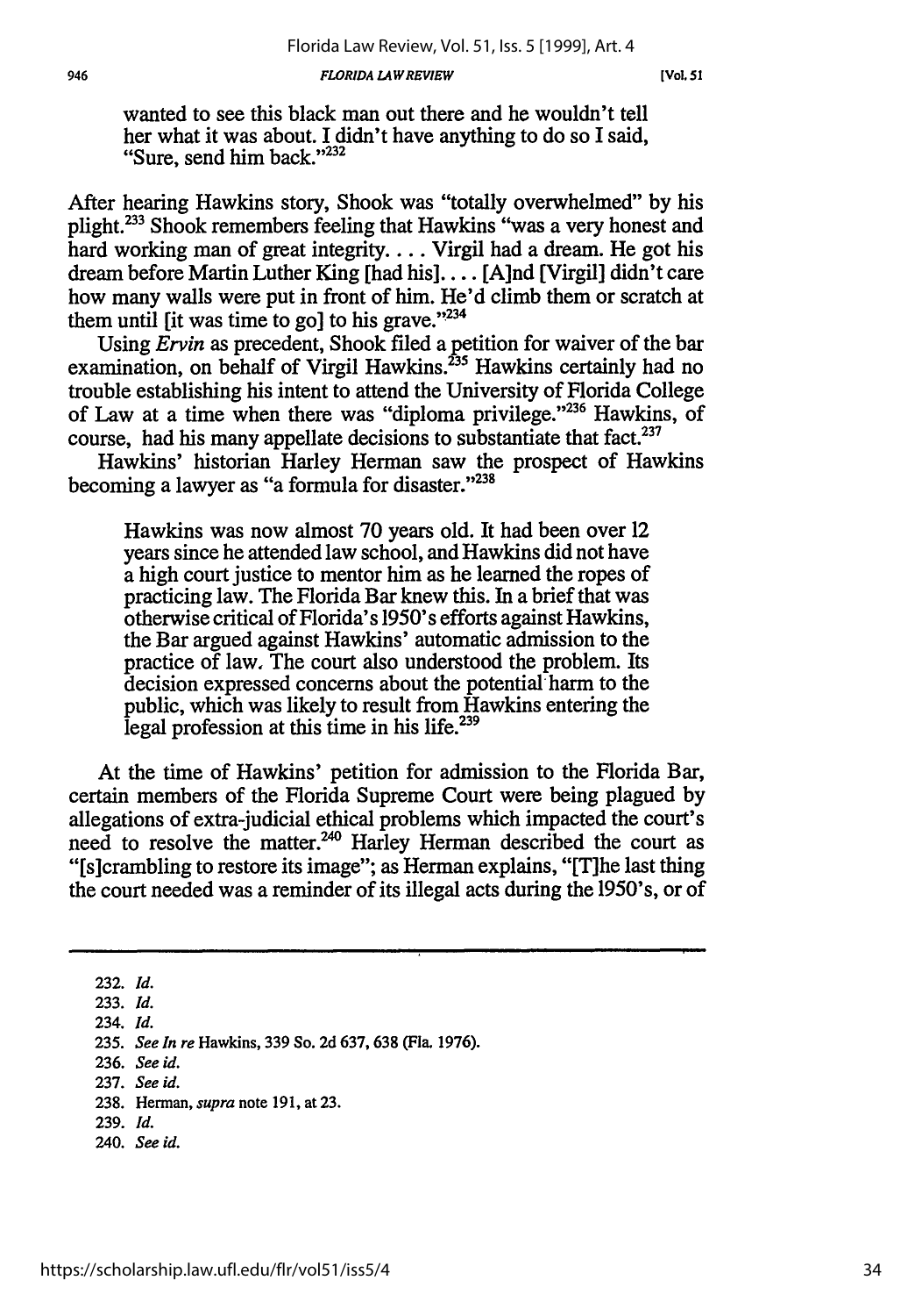> wanted to see this black man out there and he wouldn't tell her what it was about. I didn't have anything to do so I said, "Sure, send him back."[232]

After hearing Hawkins story, Shook was "totally overwhelmed" by his plight.[233] Shook remembers feeling that Hawkins "was a very honest and hard working man of great integrity. . . . Virgil had a dream. He got his dream before Martin Luther King [had his]. . . . [A]nd [Virgil] didn't care how many walls were put in front of him. He'd climb them or scratch at them until [it was time to go] to his grave."[234]

Using *Ervin* as precedent, Shook filed a petition for waiver of the bar examination, on behalf of Virgil Hawkins.[235] Hawkins certainly had no trouble establishing his intent to attend the University of Florida College of Law at a time when there was "diploma privilege."[236] Hawkins, of course, had his many appellate decisions to substantiate that fact.[237]

Hawkins' historian Harley Herman saw the prospect of Hawkins becoming a lawyer as "a formula for disaster."[238]

> Hawkins was now almost 70 years old. It had been over 12 years since he attended law school, and Hawkins did not have a high court justice to mentor him as he learned the ropes of practicing law. The Florida Bar knew this. In a brief that was otherwise critical of Florida's 1950's efforts against Hawkins, the Bar argued against Hawkins' automatic admission to the practice of law. The court also understood the problem. Its decision expressed concerns about the potential harm to the public, which was likely to result from Hawkins entering the legal profession at this time in his life.[239]

At the time of Hawkins' petition for admission to the Florida Bar, certain members of the Florida Supreme Court were being plagued by allegations of extra-judicial ethical problems which impacted the court's need to resolve the matter.[240] Harley Herman described the court as "[s]crambling to restore its image"; as Herman explains, "[T]he last thing the court needed was a reminder of its illegal acts during the 1950's, or of

---

232. *Id.*

233. *Id.*

234. *Id.*

235. *See In re* Hawkins, 339 So. 2d 637, 638 (Fla. 1976).

236. *See id.*

237. *See id.*

238. Herman, *supra* note 191, at 23.

239. *Id.*

240. *See id.*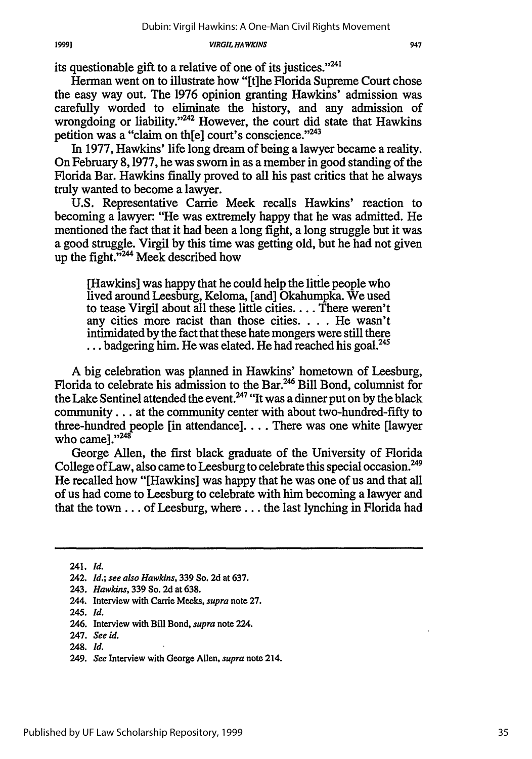its questionable gift to a relative of one of its justices."[241]

Herman went on to illustrate how "[t]he Florida Supreme Court chose the easy way out. The 1976 opinion granting Hawkins' admission was carefully worded to eliminate the history, and any admission of wrongdoing or liability."[242] However, the court did state that Hawkins petition was a "claim on th[e] court's conscience."[243]

In 1977, Hawkins' life long dream of being a lawyer became a reality. On February 8, 1977, he was sworn in as a member in good standing of the Florida Bar. Hawkins finally proved to all his past critics that he always truly wanted to become a lawyer.

U.S. Representative Carrie Meek recalls Hawkins' reaction to becoming a lawyer: "He was extremely happy that he was admitted. He mentioned the fact that it had been a long fight, a long struggle but it was a good struggle. Virgil by this time was getting old, but he had not given up the fight."[244] Meek described how

> [Hawkins] was happy that he could help the little people who lived around Leesburg, Keloma, [and] Okahumpka. We used to tease Virgil about all these little cities. . . . There weren't any cities more racist than those cities. . . . He wasn't intimidated by the fact that these hate mongers were still there . . . badgering him. He was elated. He had reached his goal.[245]

A big celebration was planned in Hawkins' hometown of Leesburg, Florida to celebrate his admission to the Bar.[246] Bill Bond, columnist for the Lake Sentinel attended the event.[247] "It was a dinner put on by the black community . . . at the community center with about two-hundred-fifty to three-hundred people [in attendance]. . . . There was one white [lawyer who came]."[248]

George Allen, the first black graduate of the University of Florida College of Law, also came to Leesburg to celebrate this special occasion.[249] He recalled how "[Hawkins] was happy that he was one of us and that all of us had come to Leesburg to celebrate with him becoming a lawyer and that the town . . . of Leesburg, where . . . the last lynching in Florida had

---

241. *Id.*

242. *Id.*; *see also Hawkins*, 339 So. 2d at 637.

243. *Hawkins*, 339 So. 2d at 638.

244. Interview with Carrie Meeks, *supra* note 27.

245. *Id.*

246. Interview with Bill Bond, *supra* note 224.

247. *See id.*

248. *Id.*

249. *See* Interview with George Allen, *supra* note 214.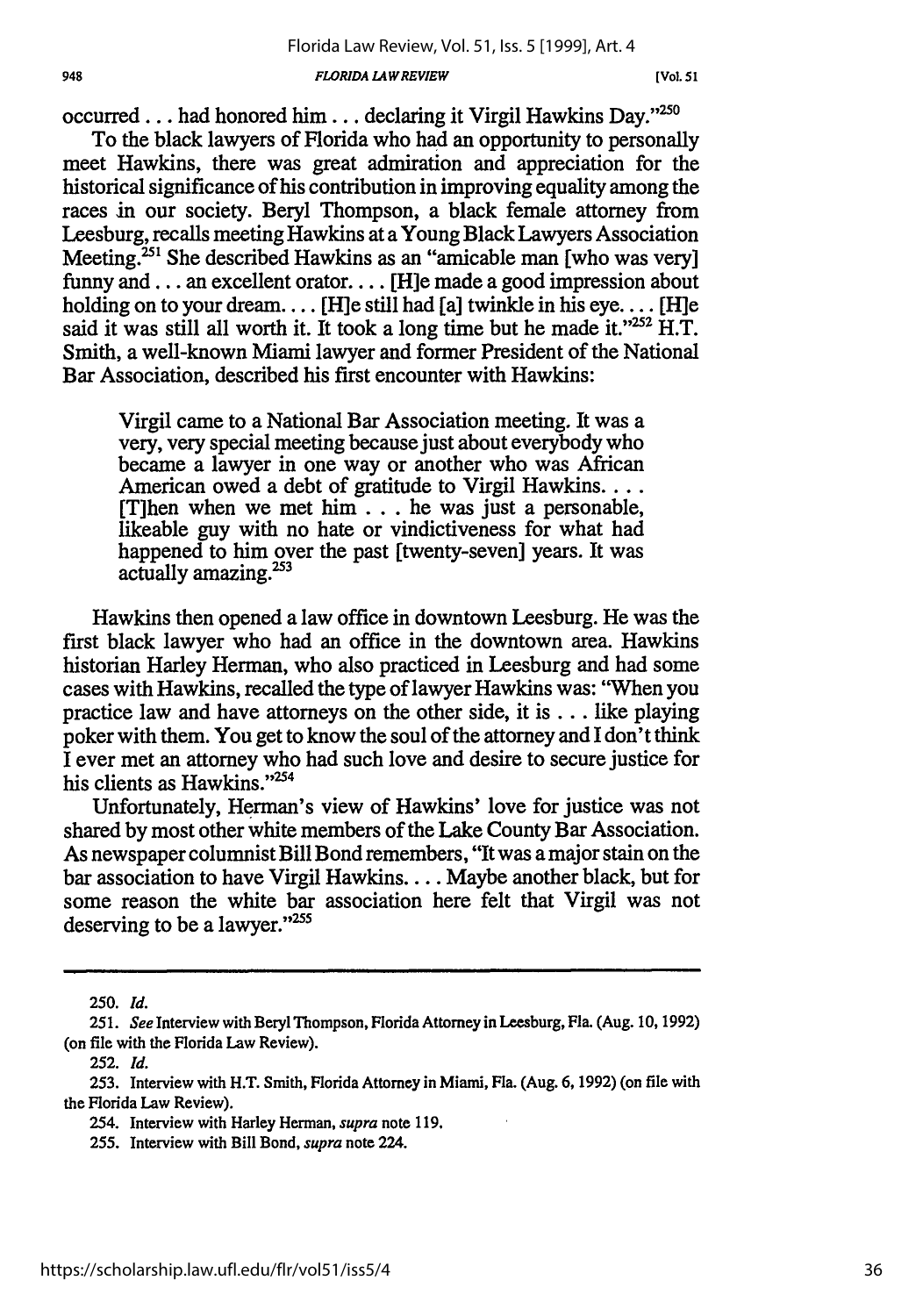occurred . . . had honored him . . . declaring it Virgil Hawkins Day."[250]

To the black lawyers of Florida who had an opportunity to personally meet Hawkins, there was great admiration and appreciation for the historical significance of his contribution in improving equality among the races in our society. Beryl Thompson, a black female attorney from Leesburg, recalls meeting Hawkins at a Young Black Lawyers Association Meeting.[251] She described Hawkins as an "amicable man [who was very] funny and . . . an excellent orator. . . . [H]e made a good impression about holding on to your dream. . . . [H]e still had [a] twinkle in his eye. . . . [H]e said it was still all worth it. It took a long time but he made it."[252] H.T. Smith, a well-known Miami lawyer and former President of the National Bar Association, described his first encounter with Hawkins:

> Virgil came to a National Bar Association meeting. It was a very, very special meeting because just about everybody who became a lawyer in one way or another who was African American owed a debt of gratitude to Virgil Hawkins. . . . [T]hen when we met him . . . he was just a personable, likeable guy with no hate or vindictiveness for what had happened to him over the past [twenty-seven] years. It was actually amazing.[253]

Hawkins then opened a law office in downtown Leesburg. He was the first black lawyer who had an office in the downtown area. Hawkins historian Harley Herman, who also practiced in Leesburg and had some cases with Hawkins, recalled the type of lawyer Hawkins was: "When you practice law and have attorneys on the other side, it is . . . like playing poker with them. You get to know the soul of the attorney and I don't think I ever met an attorney who had such love and desire to secure justice for his clients as Hawkins."[254]

Unfortunately, Herman's view of Hawkins' love for justice was not shared by most other white members of the Lake County Bar Association. As newspaper columnist Bill Bond remembers, "It was a major stain on the bar association to have Virgil Hawkins. . . . Maybe another black, but for some reason the white bar association here felt that Virgil was not deserving to be a lawyer."[255]

---

250. *Id.*

251. *See* Interview with Beryl Thompson, Florida Attorney in Leesburg, Fla. (Aug. 10, 1992) (on file with the Florida Law Review).

252. *Id.*

253. Interview with H.T. Smith, Florida Attorney in Miami, Fla. (Aug. 6, 1992) (on file with the Florida Law Review).

254. Interview with Harley Herman, *supra* note 119.

255. Interview with Bill Bond, *supra* note 224.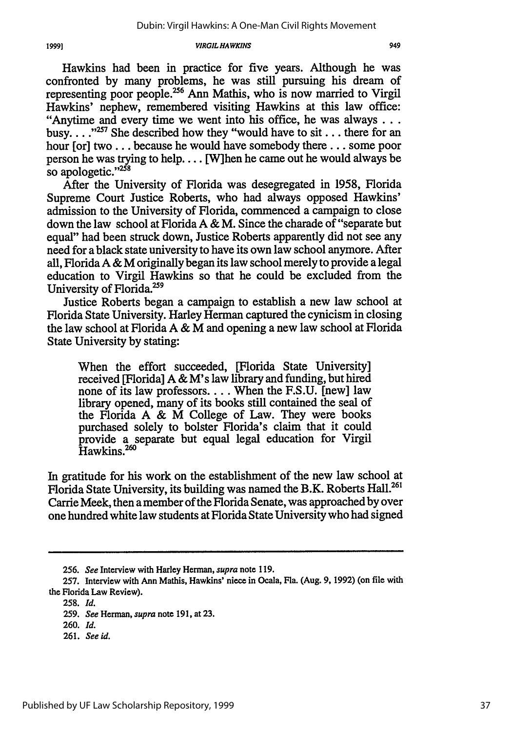Hawkins had been in practice for five years. Although he was confronted by many problems, he was still pursuing his dream of representing poor people.[256] Ann Mathis, who is now married to Virgil Hawkins' nephew, remembered visiting Hawkins at this law office: "Anytime and every time we went into his office, he was always . . . busy. . . ."[257] She described how they "would have to sit . . . there for an hour [or] two . . . because he would have somebody there . . . some poor person he was trying to help. . . . [W]hen he came out he would always be so apologetic."[258]

After the University of Florida was desegregated in 1958, Florida Supreme Court Justice Roberts, who had always opposed Hawkins' admission to the University of Florida, commenced a campaign to close down the law school at Florida A & M. Since the charade of "separate but equal" had been struck down, Justice Roberts apparently did not see any need for a black state university to have its own law school anymore. After all, Florida A & M originally began its law school merely to provide a legal education to Virgil Hawkins so that he could be excluded from the University of Florida.[259]

Justice Roberts began a campaign to establish a new law school at Florida State University. Harley Herman captured the cynicism in closing the law school at Florida A & M and opening a new law school at Florida State University by stating:

> When the effort succeeded, [Florida State University] received [Florida] A & M's law library and funding, but hired none of its law professors. . . . When the F.S.U. [new] law library opened, many of its books still contained the seal of the Florida A & M College of Law. They were books purchased solely to bolster Florida's claim that it could provide a separate but equal legal education for Virgil Hawkins.[260]

In gratitude for his work on the establishment of the new law school at Florida State University, its building was named the B.K. Roberts Hall.[261] Carrie Meek, then a member of the Florida Senate, was approached by over one hundred white law students at Florida State University who had signed

---

256. *See* Interview with Harley Herman, *supra* note 119.

257. Interview with Ann Mathis, Hawkins' niece in Ocala, Fla. (Aug. 9, 1992) (on file with the Florida Law Review).

258. *Id.*

259. *See* Herman, *supra* note 191, at 23.

260. *Id.*

261. *See id.*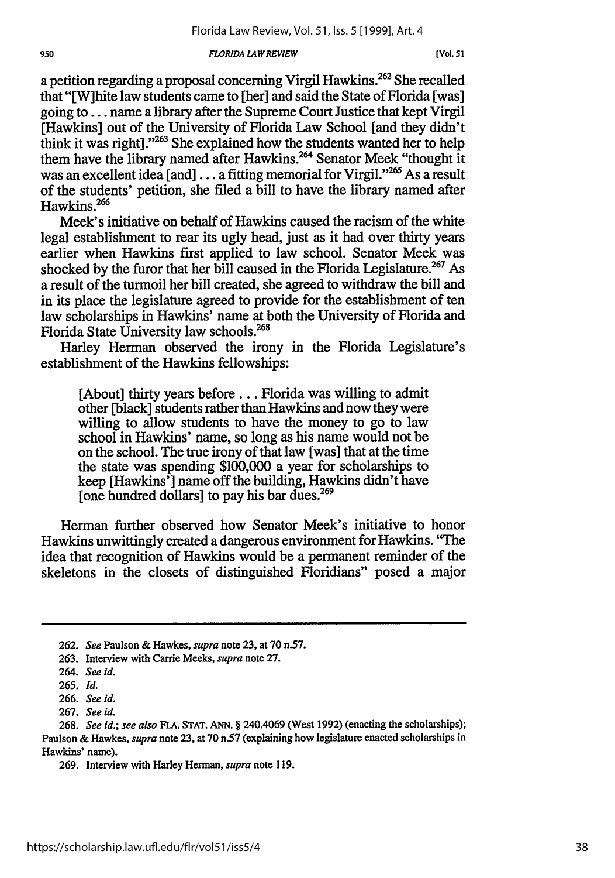a petition regarding a proposal concerning Virgil Hawkins.[262] She recalled that "[W]hite law students came to [her] and said the State of Florida [was] going to . . . name a library after the Supreme Court Justice that kept Virgil [Hawkins] out of the University of Florida Law School [and they didn't think it was right]."[263] She explained how the students wanted her to help them have the library named after Hawkins.[264] Senator Meek "thought it was an excellent idea [and] . . . a fitting memorial for Virgil."[265] As a result of the students' petition, she filed a bill to have the library named after Hawkins.[266]

Meek's initiative on behalf of Hawkins caused the racism of the white legal establishment to rear its ugly head, just as it had over thirty years earlier when Hawkins first applied to law school. Senator Meek was shocked by the furor that her bill caused in the Florida Legislature.[267] As a result of the turmoil her bill created, she agreed to withdraw the bill and in its place the legislature agreed to provide for the establishment of ten law scholarships in Hawkins' name at both the University of Florida and Florida State University law schools.[268]

Harley Herman observed the irony in the Florida Legislature's establishment of the Hawkins fellowships:

> [About] thirty years before . . . Florida was willing to admit other [black] students rather than Hawkins and now they were willing to allow students to have the money to go to law school in Hawkins' name, so long as his name would not be on the school. The true irony of that law [was] that at the time the state was spending $100,000 a year for scholarships to keep [Hawkins'] name off the building, Hawkins didn't have [one hundred dollars] to pay his bar dues.[269]

Herman further observed how Senator Meek's initiative to honor Hawkins unwittingly created a dangerous environment for Hawkins. "The idea that recognition of Hawkins would be a permanent reminder of the skeletons in the closets of distinguished Floridians" posed a major

---

262. *See* Paulson & Hawkes, *supra* note 23, at 70 n.57.

263. Interview with Carrie Meeks, *supra* note 27.

264. *See id.*

265. *Id.*

266. *See id.*

267. *See id.*

268. *See id.*; *see also* FLA. STAT. ANN. § 240.4069 (West 1992) (enacting the scholarships); Paulson & Hawkes, *supra* note 23, at 70 n.57 (explaining how legislature enacted scholarships in Hawkins' name).

269. Interview with Harley Herman, *supra* note 119.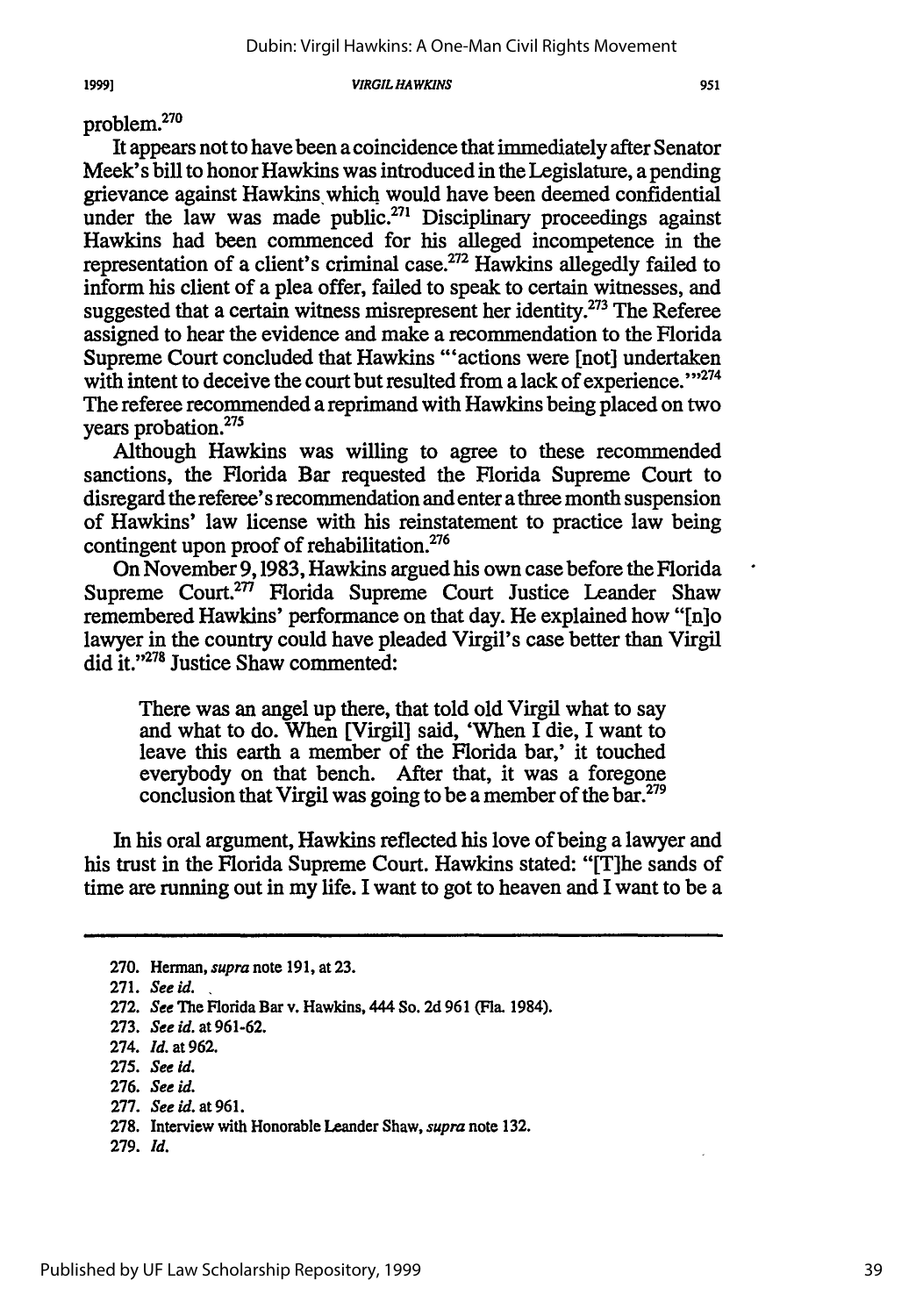problem.[270]

It appears not to have been a coincidence that immediately after Senator Meek's bill to honor Hawkins was introduced in the Legislature, a pending grievance against Hawkins which would have been deemed confidential under the law was made public.[271] Disciplinary proceedings against Hawkins had been commenced for his alleged incompetence in the representation of a client's criminal case.[272] Hawkins allegedly failed to inform his client of a plea offer, failed to speak to certain witnesses, and suggested that a certain witness misrepresent her identity.[273] The Referee assigned to hear the evidence and make a recommendation to the Florida Supreme Court concluded that Hawkins "'actions were [not] undertaken with intent to deceive the court but resulted from a lack of experience.'"[274] The referee recommended a reprimand with Hawkins being placed on two years probation.[275]

Although Hawkins was willing to agree to these recommended sanctions, the Florida Bar requested the Florida Supreme Court to disregard the referee's recommendation and enter a three month suspension of Hawkins' law license with his reinstatement to practice law being contingent upon proof of rehabilitation.[276]

On November 9, 1983, Hawkins argued his own case before the Florida Supreme Court.[277] Florida Supreme Court Justice Leander Shaw remembered Hawkins' performance on that day. He explained how "[n]o lawyer in the country could have pleaded Virgil's case better than Virgil did it."[278] Justice Shaw commented:

> There was an angel up there, that told old Virgil what to say and what to do. When [Virgil] said, 'When I die, I want to leave this earth a member of the Florida bar,' it touched everybody on that bench. After that, it was a foregone conclusion that Virgil was going to be a member of the bar.[279]

In his oral argument, Hawkins reflected his love of being a lawyer and his trust in the Florida Supreme Court. Hawkins stated: "[T]he sands of time are running out in my life. I want to got to heaven and I want to be a

---

270. Herman, *supra* note 191, at 23.

271. *See id.*

272. *See* The Florida Bar v. Hawkins, 444 So. 2d 961 (Fla. 1984).

273. *See id.* at 961-62.

274. *Id.* at 962.

275. *See id.*

276. *See id.*

277. *See id.* at 961.

278. Interview with Honorable Leander Shaw, *supra* note 132.

279. *Id.*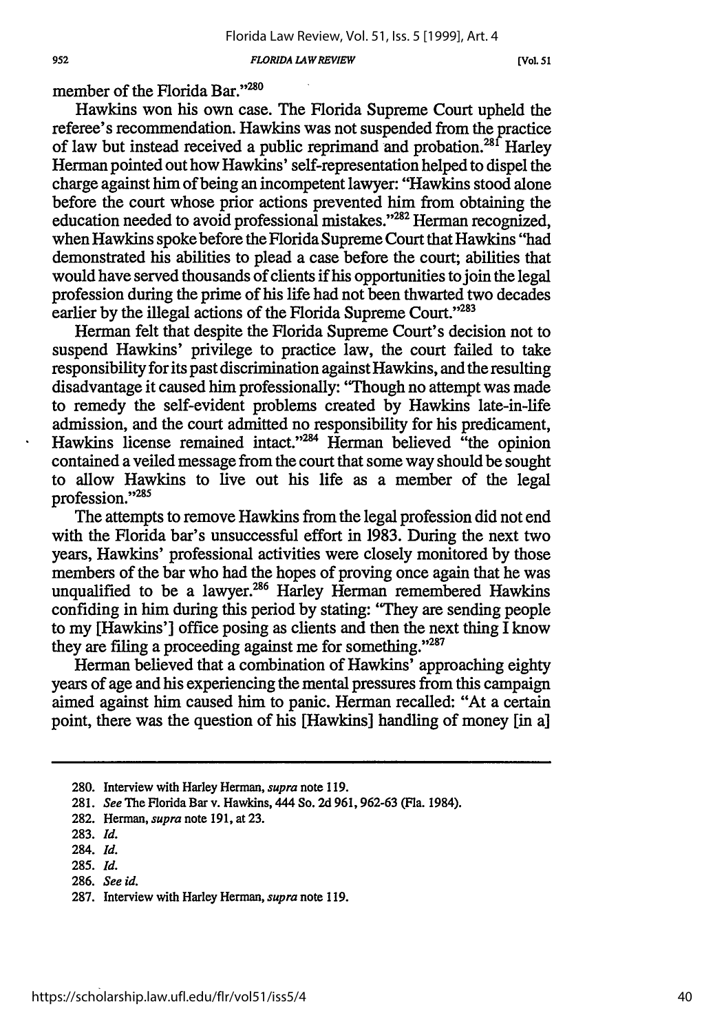member of the Florida Bar."[280]

Hawkins won his own case. The Florida Supreme Court upheld the referee's recommendation. Hawkins was not suspended from the practice of law but instead received a public reprimand and probation.[281] Harley Herman pointed out how Hawkins' self-representation helped to dispel the charge against him of being an incompetent lawyer: "Hawkins stood alone before the court whose prior actions prevented him from obtaining the education needed to avoid professional mistakes."[282] Herman recognized, when Hawkins spoke before the Florida Supreme Court that Hawkins "had demonstrated his abilities to plead a case before the court; abilities that would have served thousands of clients if his opportunities to join the legal profession during the prime of his life had not been thwarted two decades earlier by the illegal actions of the Florida Supreme Court."[283]

Herman felt that despite the Florida Supreme Court's decision not to suspend Hawkins' privilege to practice law, the court failed to take responsibility for its past discrimination against Hawkins, and the resulting disadvantage it caused him professionally: "Though no attempt was made to remedy the self-evident problems created by Hawkins late-in-life admission, and the court admitted no responsibility for his predicament, Hawkins license remained intact."[284] Herman believed "the opinion contained a veiled message from the court that some way should be sought to allow Hawkins to live out his life as a member of the legal profession."[285]

The attempts to remove Hawkins from the legal profession did not end with the Florida bar's unsuccessful effort in 1983. During the next two years, Hawkins' professional activities were closely monitored by those members of the bar who had the hopes of proving once again that he was unqualified to be a lawyer.[286] Harley Herman remembered Hawkins confiding in him during this period by stating: "They are sending people to my [Hawkins'] office posing as clients and then the next thing I know they are filing a proceeding against me for something."[287]

Herman believed that a combination of Hawkins' approaching eighty years of age and his experiencing the mental pressures from this campaign aimed against him caused him to panic. Herman recalled: "At a certain point, there was the question of his [Hawkins] handling of money [in a]

---

280. Interview with Harley Herman, *supra* note 119.

281. *See* The Florida Bar v. Hawkins, 444 So. 2d 961, 962-63 (Fla. 1984).

282. Herman, *supra* note 191, at 23.

283. *Id.*

284. *Id.*

285. *Id.*

286. *See id.*

287. Interview with Harley Herman, *supra* note 119.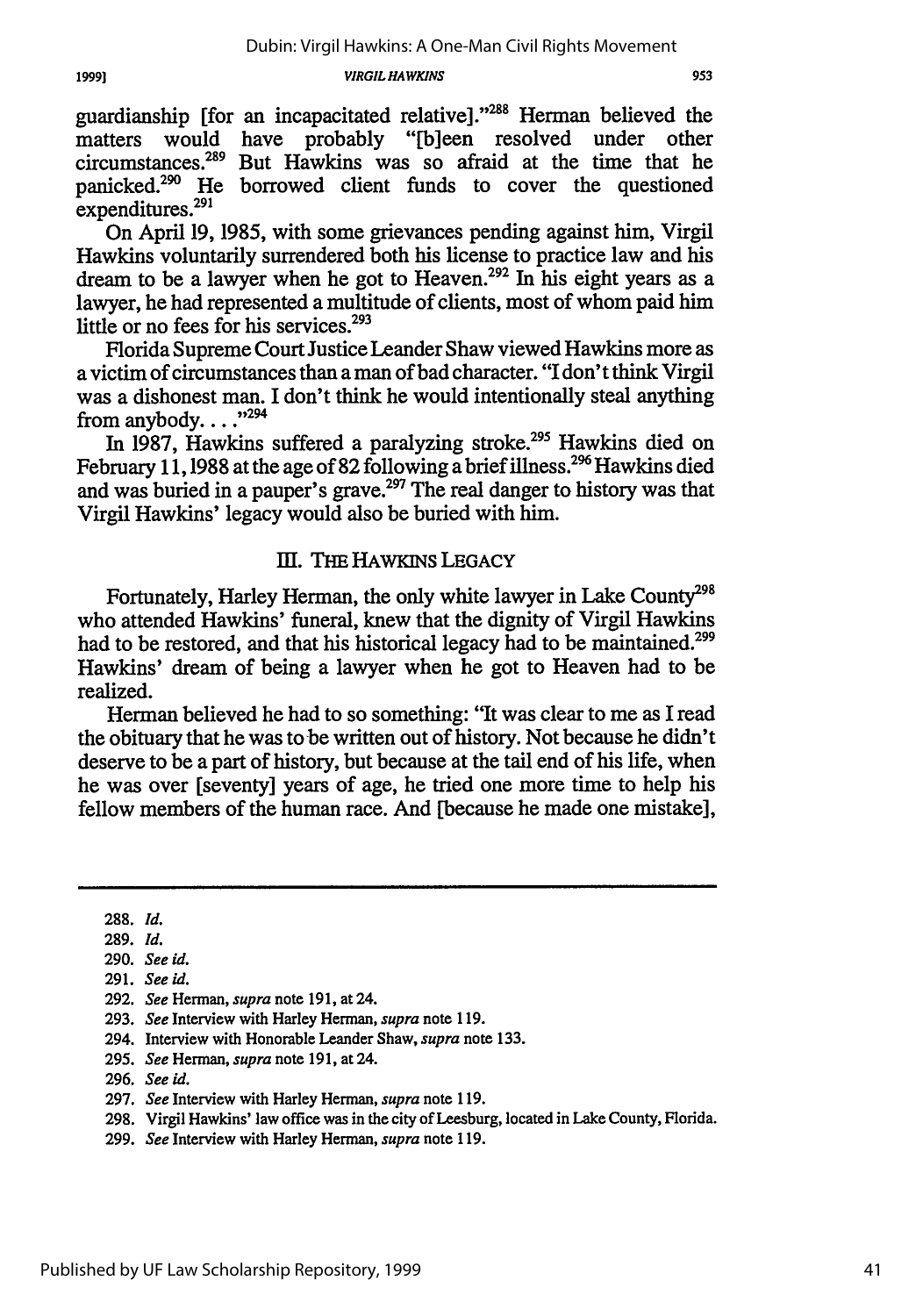guardianship [for an incapacitated relative]."[288] Herman believed the matters would have probably "[b]een resolved under other circumstances.[289] But Hawkins was so afraid at the time that he panicked.[290] He borrowed client funds to cover the questioned expenditures.[291]

On April 19, 1985, with some grievances pending against him, Virgil Hawkins voluntarily surrendered both his license to practice law and his dream to be a lawyer when he got to Heaven.[292] In his eight years as a lawyer, he had represented a multitude of clients, most of whom paid him little or no fees for his services.[293]

Florida Supreme Court Justice Leander Shaw viewed Hawkins more as a victim of circumstances than a man of bad character. "I don't think Virgil was a dishonest man. I don't think he would intentionally steal anything from anybody. . . ."[294]

In 1987, Hawkins suffered a paralyzing stroke.[295] Hawkins died on February 11, 1988 at the age of 82 following a brief illness.[296] Hawkins died and was buried in a pauper's grave.[297] The real danger to history was that Virgil Hawkins' legacy would also be buried with him.

## III. THE HAWKINS LEGACY

Fortunately, Harley Herman, the only white lawyer in Lake County[298] who attended Hawkins' funeral, knew that the dignity of Virgil Hawkins had to be restored, and that his historical legacy had to be maintained.[299] Hawkins' dream of being a lawyer when he got to Heaven had to be realized.

Herman believed he had to so something: "It was clear to me as I read the obituary that he was to be written out of history. Not because he didn't deserve to be a part of history, but because at the tail end of his life, when he was over [seventy] years of age, he tried one more time to help his fellow members of the human race. And [because he made one mistake],

---

288. *Id.*

289. *Id.*

290. *See id.*

291. *See id.*

292. *See* Herman, *supra* note 191, at 24.

293. *See* Interview with Harley Herman, *supra* note 119.

294. Interview with Honorable Leander Shaw, *supra* note 133.

295. *See* Herman, *supra* note 191, at 24.

296. *See id.*

297. *See* Interview with Harley Herman, *supra* note 119.

298. Virgil Hawkins' law office was in the city of Leesburg, located in Lake County, Florida.

299. *See* Interview with Harley Herman, *supra* note 119.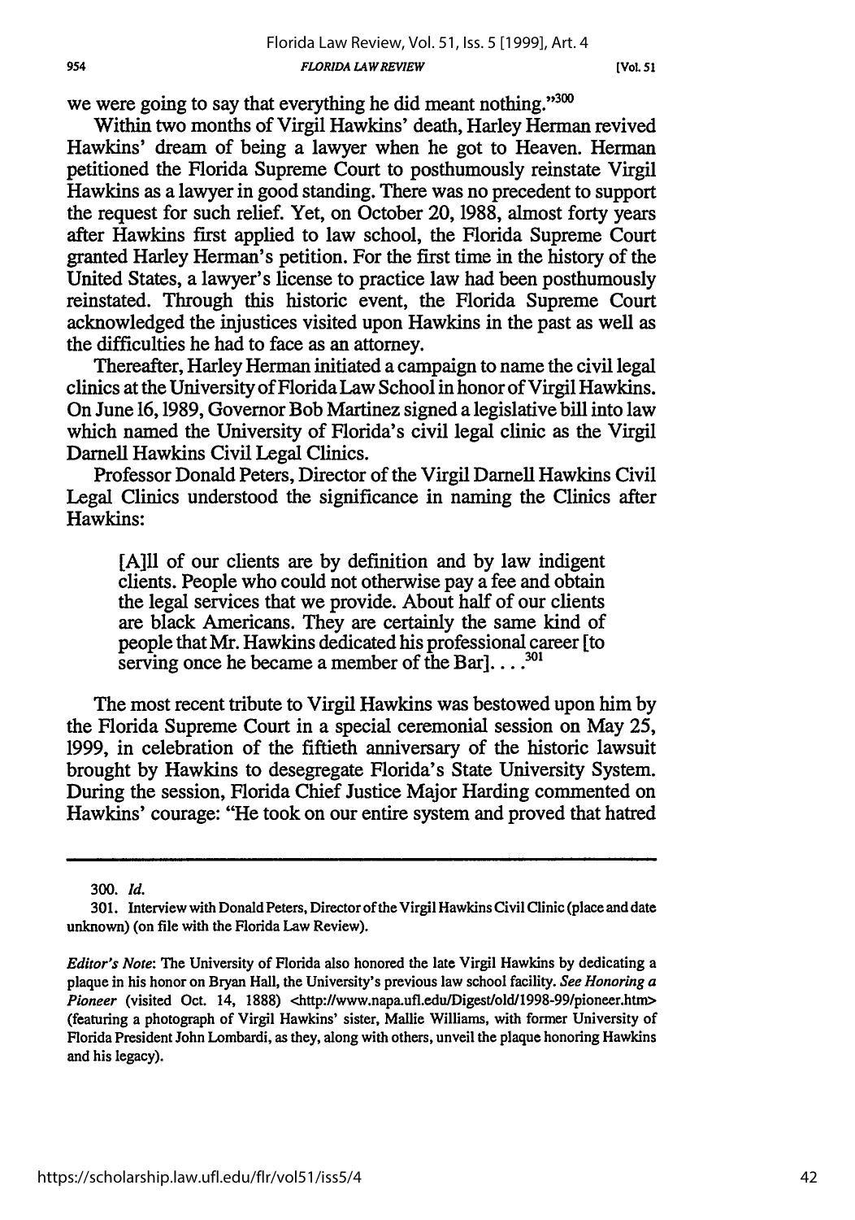we were going to say that everything he did meant nothing."[300]

Within two months of Virgil Hawkins' death, Harley Herman revived Hawkins' dream of being a lawyer when he got to Heaven. Herman petitioned the Florida Supreme Court to posthumously reinstate Virgil Hawkins as a lawyer in good standing. There was no precedent to support the request for such relief. Yet, on October 20, 1988, almost forty years after Hawkins first applied to law school, the Florida Supreme Court granted Harley Herman's petition. For the first time in the history of the United States, a lawyer's license to practice law had been posthumously reinstated. Through this historic event, the Florida Supreme Court acknowledged the injustices visited upon Hawkins in the past as well as the difficulties he had to face as an attorney.

Thereafter, Harley Herman initiated a campaign to name the civil legal clinics at the University of Florida Law School in honor of Virgil Hawkins. On June 16, 1989, Governor Bob Martinez signed a legislative bill into law which named the University of Florida's civil legal clinic as the Virgil Darnell Hawkins Civil Legal Clinics.

Professor Donald Peters, Director of the Virgil Darnell Hawkins Civil Legal Clinics understood the significance in naming the Clinics after Hawkins:

> [A]ll of our clients are by definition and by law indigent clients. People who could not otherwise pay a fee and obtain the legal services that we provide. About half of our clients are black Americans. They are certainly the same kind of people that Mr. Hawkins dedicated his professional career [to serving once he became a member of the Bar]. . . .[301]

The most recent tribute to Virgil Hawkins was bestowed upon him by the Florida Supreme Court in a special ceremonial session on May 25, 1999, in celebration of the fiftieth anniversary of the historic lawsuit brought by Hawkins to desegregate Florida's State University System. During the session, Florida Chief Justice Major Harding commented on Hawkins' courage: "He took on our entire system and proved that hatred

---

300. *Id.*

301. Interview with Donald Peters, Director of the Virgil Hawkins Civil Clinic (place and date unknown) (on file with the Florida Law Review).

*Editor's Note*: The University of Florida also honored the late Virgil Hawkins by dedicating a plaque in his honor on Bryan Hall, the University's previous law school facility. *See Honoring a Pioneer* (visited Oct. 14, 1888) <http://www.napa.ufl.edu/Digest/old/1998-99/pioneer.htm> (featuring a photograph of Virgil Hawkins' sister, Mallie Williams, with former University of Florida President John Lombardi, as they, along with others, unveil the plaque honoring Hawkins and his legacy).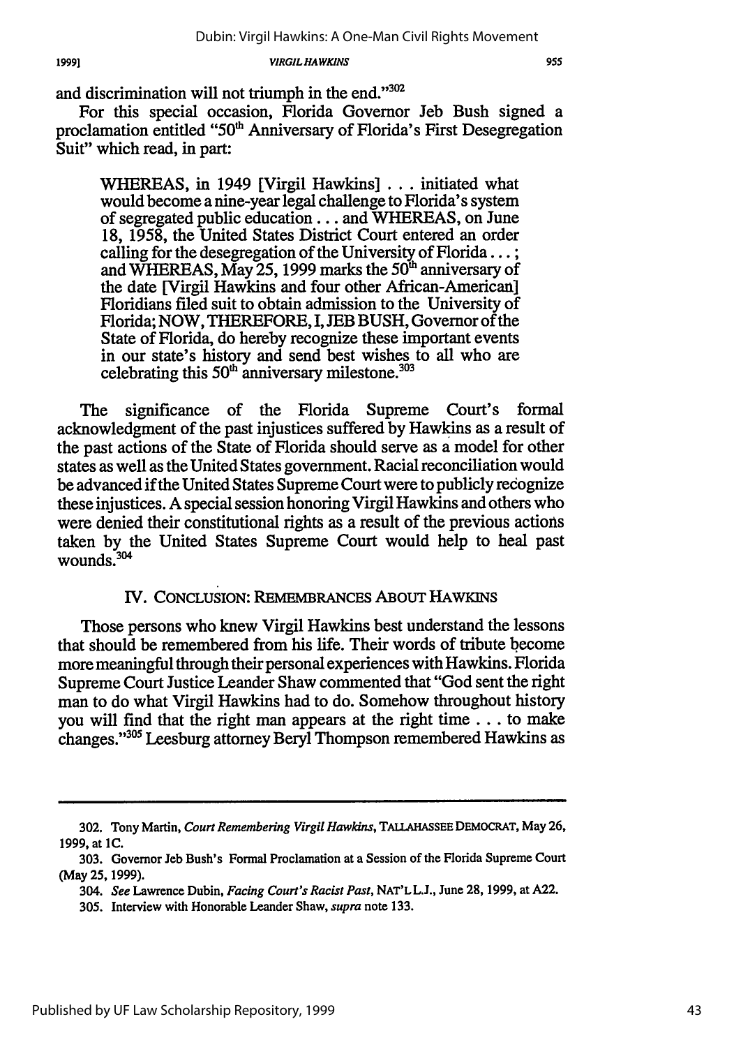and discrimination will not triumph in the end."[302]

For this special occasion, Florida Governor Jeb Bush signed a proclamation entitled "50th Anniversary of Florida's First Desegregation Suit" which read, in part:

> WHEREAS, in 1949 [Virgil Hawkins] . . . initiated what would become a nine-year legal challenge to Florida's system of segregated public education . . . and WHEREAS, on June 18, 1958, the United States District Court entered an order calling for the desegregation of the University of Florida . . . ; and WHEREAS, May 25, 1999 marks the 50th anniversary of the date [Virgil Hawkins and four other African-American] Floridians filed suit to obtain admission to the University of Florida; NOW, THEREFORE, I, JEB BUSH, Governor of the State of Florida, do hereby recognize these important events in our state's history and send best wishes to all who are celebrating this 50th anniversary milestone.[303]

The significance of the Florida Supreme Court's formal acknowledgment of the past injustices suffered by Hawkins as a result of the past actions of the State of Florida should serve as a model for other states as well as the United States government. Racial reconciliation would be advanced if the United States Supreme Court were to publicly recognize these injustices. A special session honoring Virgil Hawkins and others who were denied their constitutional rights as a result of the previous actions taken by the United States Supreme Court would help to heal past wounds.[304]

## IV. CONCLUSION: REMEMBRANCES ABOUT HAWKINS

Those persons who knew Virgil Hawkins best understand the lessons that should be remembered from his life. Their words of tribute become more meaningful through their personal experiences with Hawkins. Florida Supreme Court Justice Leander Shaw commented that "God sent the right man to do what Virgil Hawkins had to do. Somehow throughout history you will find that the right man appears at the right time . . . to make changes."[305] Leesburg attorney Beryl Thompson remembered Hawkins as

---

302. Tony Martin, *Court Remembering Virgil Hawkins*, TALLAHASSEE DEMOCRAT, May 26, 1999, at 1C.

303. Governor Jeb Bush's Formal Proclamation at a Session of the Florida Supreme Court (May 25, 1999).

304. *See* Lawrence Dubin, *Facing Court's Racist Past*, NAT'L L.J., June 28, 1999, at A22.

305. Interview with Honorable Leander Shaw, *supra* note 133.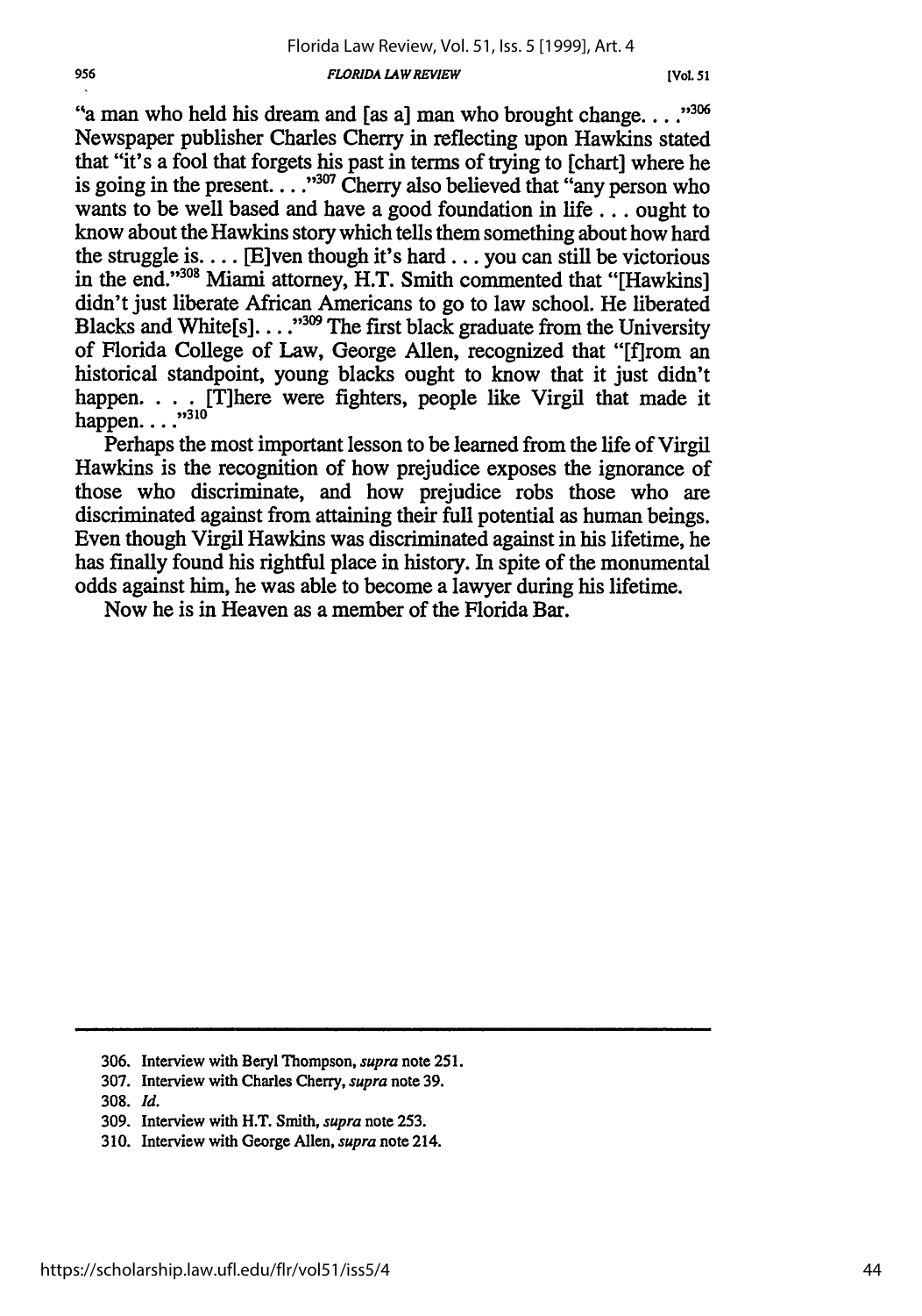"a man who held his dream and [as a] man who brought change. . . ."[306] Newspaper publisher Charles Cherry in reflecting upon Hawkins stated that "it's a fool that forgets his past in terms of trying to [chart] where he is going in the present. . . ."[307] Cherry also believed that "any person who wants to be well based and have a good foundation in life . . . ought to know about the Hawkins story which tells them something about how hard the struggle is. . . . [E]ven though it's hard . . . you can still be victorious in the end."[308] Miami attorney, H.T. Smith commented that "[Hawkins] didn't just liberate African Americans to go to law school. He liberated Blacks and White[s]. . . ."[309] The first black graduate from the University of Florida College of Law, George Allen, recognized that "[f]rom an historical standpoint, young blacks ought to know that it just didn't happen. . . . [T]here were fighters, people like Virgil that made it happen. . . ."[310]

Perhaps the most important lesson to be learned from the life of Virgil Hawkins is the recognition of how prejudice exposes the ignorance of those who discriminate, and how prejudice robs those who are discriminated against from attaining their full potential as human beings. Even though Virgil Hawkins was discriminated against in his lifetime, he has finally found his rightful place in history. In spite of the monumental odds against him, he was able to become a lawyer during his lifetime.

Now he is in Heaven as a member of the Florida Bar.

---

306. Interview with Beryl Thompson, *supra* note 251.

307. Interview with Charles Cherry, *supra* note 39.

308. *Id.*

309. Interview with H.T. Smith, *supra* note 253.

310. Interview with George Allen, *supra* note 214.